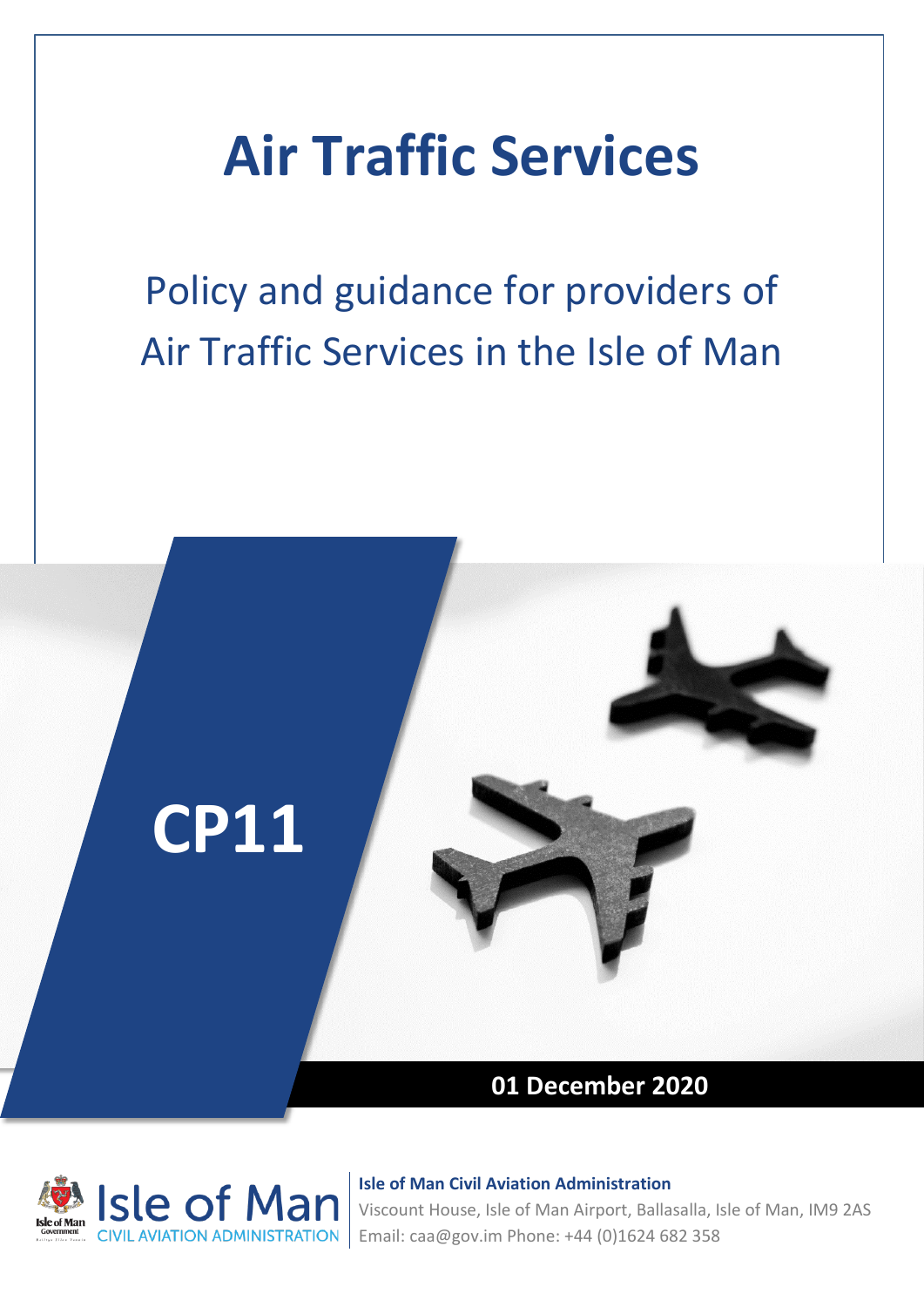# Air Traffic Services

Policy and guidance for providers of Air Traffic Services in the Isle of Man

**CP11**

**01 December 2020**

Isle of Man
CIVIL AVIATION ADMINISTRATION

**Isle of Man Civil Aviation Administration**
Viscount House, Isle of Man Airport, Ballasalla, Isle of Man, IM9 2AS
Email: caa@gov.im Phone: +44 (0)1624 682 358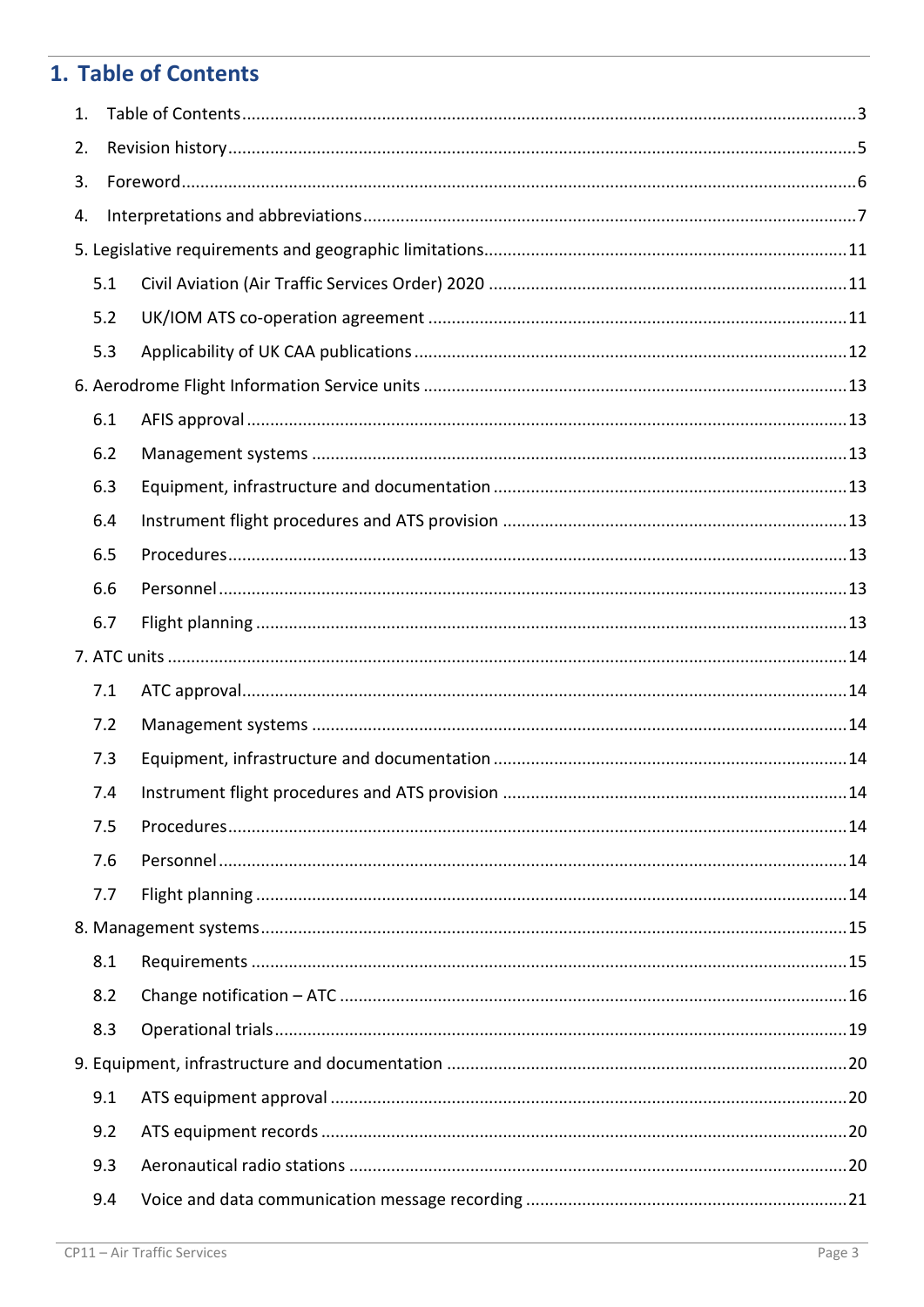# 1. Table of Contents

1. Table of Contents ... 3
2. Revision history ... 5
3. Foreword ... 6
4. Interpretations and abbreviations ... 7
5. Legislative requirements and geographic limitations ... 11
   - 5.1 Civil Aviation (Air Traffic Services Order) 2020 ... 11
   - 5.2 UK/IOM ATS co-operation agreement ... 11
   - 5.3 Applicability of UK CAA publications ... 12
6. Aerodrome Flight Information Service units ... 13
   - 6.1 AFIS approval ... 13
   - 6.2 Management systems ... 13
   - 6.3 Equipment, infrastructure and documentation ... 13
   - 6.4 Instrument flight procedures and ATS provision ... 13
   - 6.5 Procedures ... 13
   - 6.6 Personnel ... 13
   - 6.7 Flight planning ... 13
7. ATC units ... 14
   - 7.1 ATC approval ... 14
   - 7.2 Management systems ... 14
   - 7.3 Equipment, infrastructure and documentation ... 14
   - 7.4 Instrument flight procedures and ATS provision ... 14
   - 7.5 Procedures ... 14
   - 7.6 Personnel ... 14
   - 7.7 Flight planning ... 14
8. Management systems ... 15
   - 8.1 Requirements ... 15
   - 8.2 Change notification – ATC ... 16
   - 8.3 Operational trials ... 19
9. Equipment, infrastructure and documentation ... 20
   - 9.1 ATS equipment approval ... 20
   - 9.2 ATS equipment records ... 20
   - 9.3 Aeronautical radio stations ... 20
   - 9.4 Voice and data communication message recording ... 21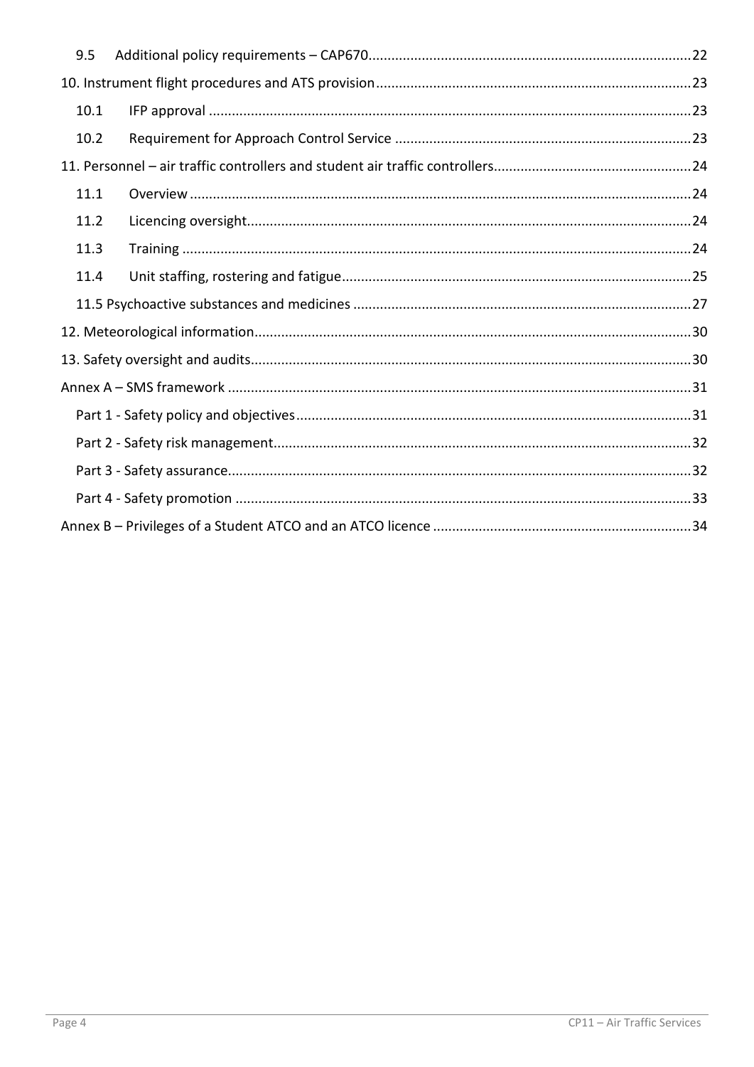| | | |
|---|---|---|
| 9.5 | Additional policy requirements – CAP670 | 22 |
| 10. Instrument flight procedures and ATS provision | | 23 |
| 10.1 | IFP approval | 23 |
| 10.2 | Requirement for Approach Control Service | 23 |
| 11. Personnel – air traffic controllers and student air traffic controllers | | 24 |
| 11.1 | Overview | 24 |
| 11.2 | Licencing oversight | 24 |
| 11.3 | Training | 24 |
| 11.4 | Unit staffing, rostering and fatigue | 25 |
| 11.5 Psychoactive substances and medicines | | 27 |
| 12. Meteorological information | | 30 |
| 13. Safety oversight and audits | | 30 |
| Annex A – SMS framework | | 31 |
| Part 1 - Safety policy and objectives | | 31 |
| Part 2 - Safety risk management | | 32 |
| Part 3 - Safety assurance | | 32 |
| Part 4 - Safety promotion | | 33 |
| Annex B – Privileges of a Student ATCO and an ATCO licence | | 34 |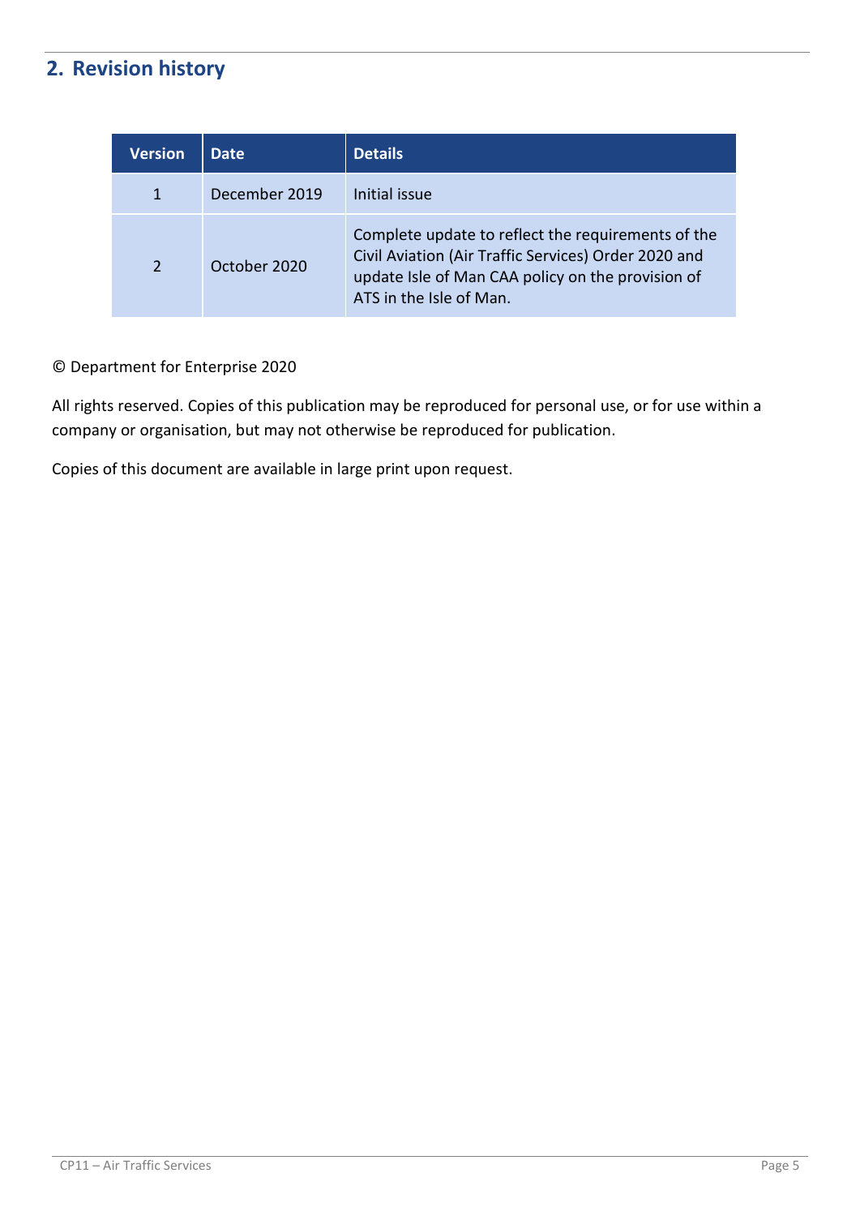## 2. Revision history

| Version | Date | Details |
|---|---|---|
| 1 | December 2019 | Initial issue |
| 2 | October 2020 | Complete update to reflect the requirements of the Civil Aviation (Air Traffic Services) Order 2020 and update Isle of Man CAA policy on the provision of ATS in the Isle of Man. |

© Department for Enterprise 2020

All rights reserved. Copies of this publication may be reproduced for personal use, or for use within a company or organisation, but may not otherwise be reproduced for publication.

Copies of this document are available in large print upon request.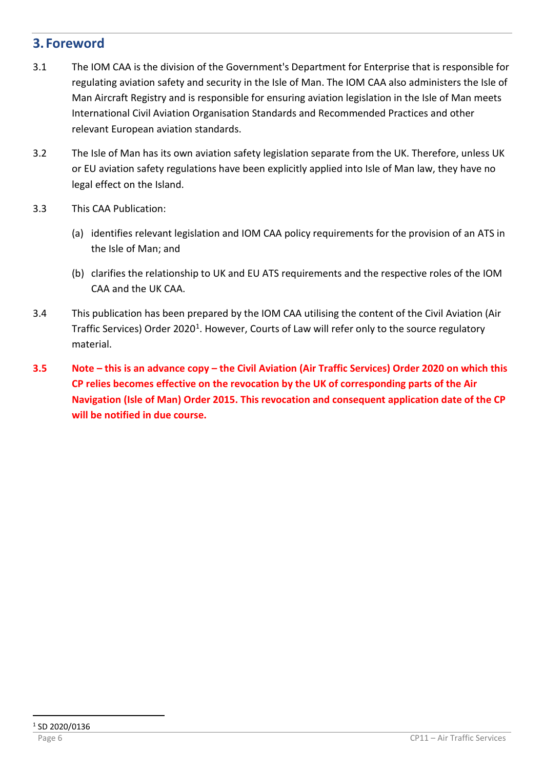# 3. Foreword

3.1 The IOM CAA is the division of the Government's Department for Enterprise that is responsible for regulating aviation safety and security in the Isle of Man. The IOM CAA also administers the Isle of Man Aircraft Registry and is responsible for ensuring aviation legislation in the Isle of Man meets International Civil Aviation Organisation Standards and Recommended Practices and other relevant European aviation standards.

3.2 The Isle of Man has its own aviation safety legislation separate from the UK. Therefore, unless UK or EU aviation safety regulations have been explicitly applied into Isle of Man law, they have no legal effect on the Island.

3.3 This CAA Publication:

(a) identifies relevant legislation and IOM CAA policy requirements for the provision of an ATS in the Isle of Man; and

(b) clarifies the relationship to UK and EU ATS requirements and the respective roles of the IOM CAA and the UK CAA.

3.4 This publication has been prepared by the IOM CAA utilising the content of the Civil Aviation (Air Traffic Services) Order 2020[1]. However, Courts of Law will refer only to the source regulatory material.

**3.5 Note – this is an advance copy – the Civil Aviation (Air Traffic Services) Order 2020 on which this CP relies becomes effective on the revocation by the UK of corresponding parts of the Air Navigation (Isle of Man) Order 2015. This revocation and consequent application date of the CP will be notified in due course.**

[1] SD 2020/0136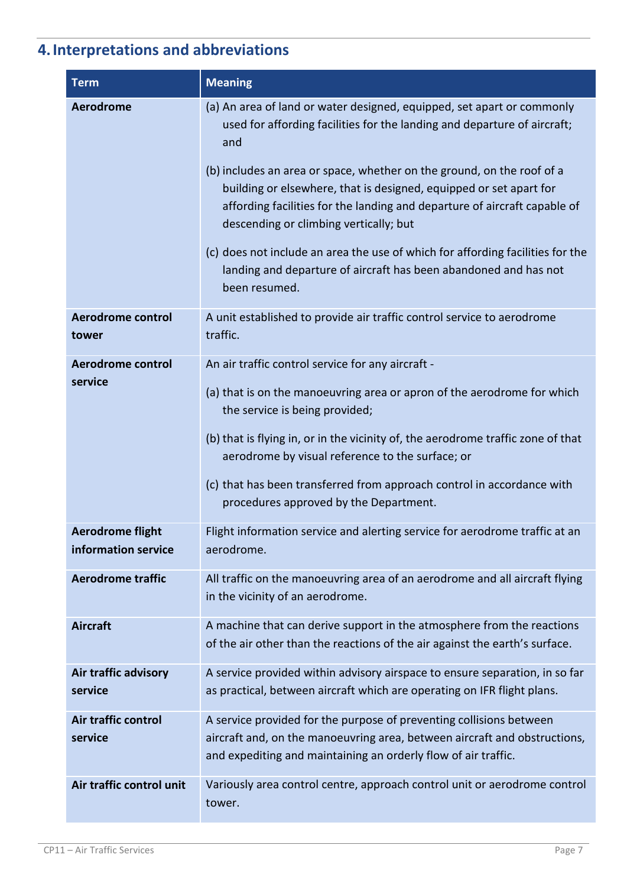## 4. Interpretations and abbreviations

| Term | Meaning |
|---|---|
| **Aerodrome** | (a) An area of land or water designed, equipped, set apart or commonly used for affording facilities for the landing and departure of aircraft; and<br><br>(b) includes an area or space, whether on the ground, on the roof of a building or elsewhere, that is designed, equipped or set apart for affording facilities for the landing and departure of aircraft capable of descending or climbing vertically; but<br><br>(c) does not include an area the use of which for affording facilities for the landing and departure of aircraft has been abandoned and has not been resumed. |
| **Aerodrome control tower** | A unit established to provide air traffic control service to aerodrome traffic. |
| **Aerodrome control service** | An air traffic control service for any aircraft -<br><br>(a) that is on the manoeuvring area or apron of the aerodrome for which the service is being provided;<br><br>(b) that is flying in, or in the vicinity of, the aerodrome traffic zone of that aerodrome by visual reference to the surface; or<br><br>(c) that has been transferred from approach control in accordance with procedures approved by the Department. |
| **Aerodrome flight information service** | Flight information service and alerting service for aerodrome traffic at an aerodrome. |
| **Aerodrome traffic** | All traffic on the manoeuvring area of an aerodrome and all aircraft flying in the vicinity of an aerodrome. |
| **Aircraft** | A machine that can derive support in the atmosphere from the reactions of the air other than the reactions of the air against the earth's surface. |
| **Air traffic advisory service** | A service provided within advisory airspace to ensure separation, in so far as practical, between aircraft which are operating on IFR flight plans. |
| **Air traffic control service** | A service provided for the purpose of preventing collisions between aircraft and, on the manoeuvring area, between aircraft and obstructions, and expediting and maintaining an orderly flow of air traffic. |
| **Air traffic control unit** | Variously area control centre, approach control unit or aerodrome control tower. |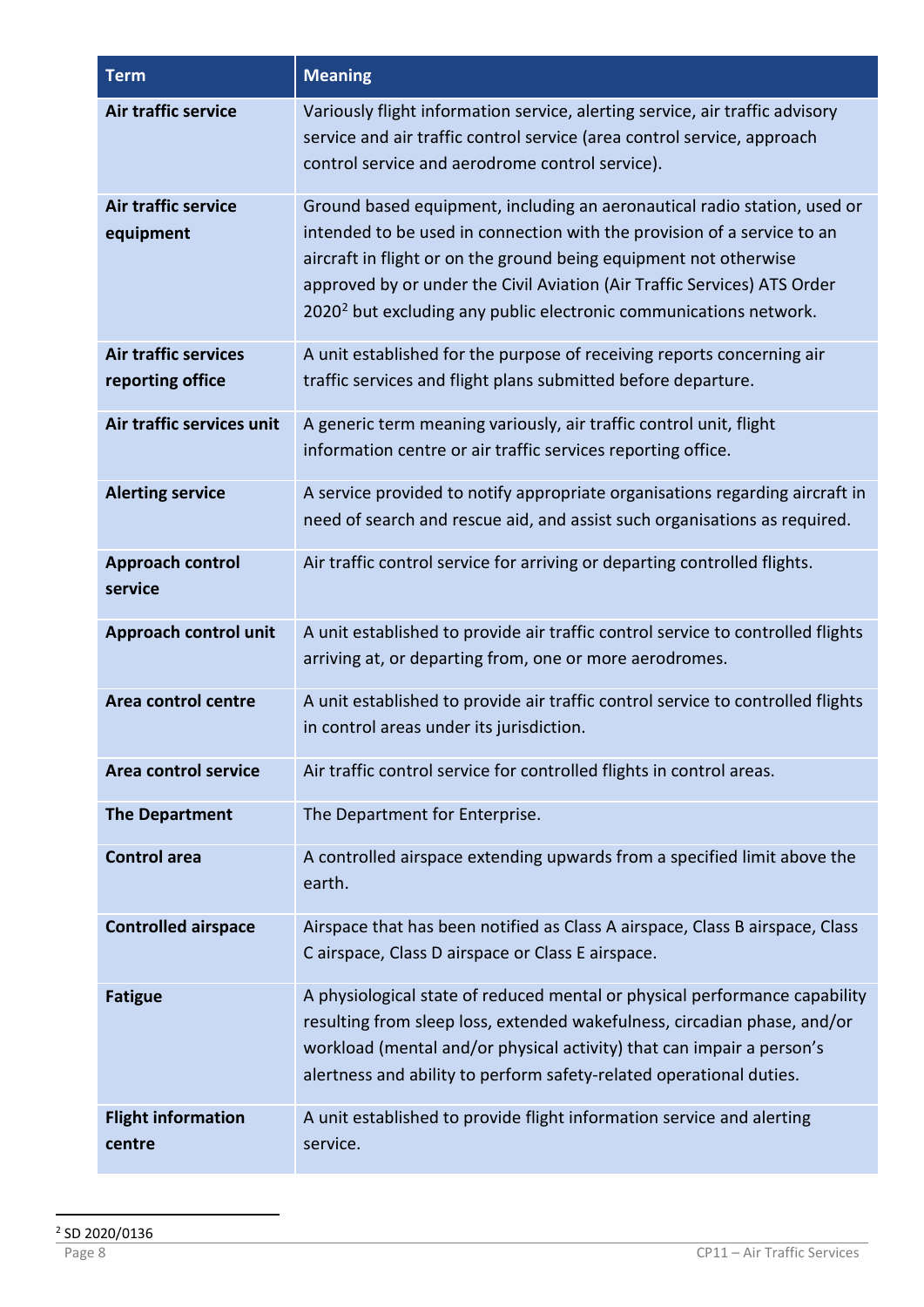| Term | Meaning |
|---|---|
| **Air traffic service** | Variously flight information service, alerting service, air traffic advisory service and air traffic control service (area control service, approach control service and aerodrome control service). |
| **Air traffic service equipment** | Ground based equipment, including an aeronautical radio station, used or intended to be used in connection with the provision of a service to an aircraft in flight or on the ground being equipment not otherwise approved by or under the Civil Aviation (Air Traffic Services) ATS Order 2020[2] but excluding any public electronic communications network. |
| **Air traffic services reporting office** | A unit established for the purpose of receiving reports concerning air traffic services and flight plans submitted before departure. |
| **Air traffic services unit** | A generic term meaning variously, air traffic control unit, flight information centre or air traffic services reporting office. |
| **Alerting service** | A service provided to notify appropriate organisations regarding aircraft in need of search and rescue aid, and assist such organisations as required. |
| **Approach control service** | Air traffic control service for arriving or departing controlled flights. |
| **Approach control unit** | A unit established to provide air traffic control service to controlled flights arriving at, or departing from, one or more aerodromes. |
| **Area control centre** | A unit established to provide air traffic control service to controlled flights in control areas under its jurisdiction. |
| **Area control service** | Air traffic control service for controlled flights in control areas. |
| **The Department** | The Department for Enterprise. |
| **Control area** | A controlled airspace extending upwards from a specified limit above the earth. |
| **Controlled airspace** | Airspace that has been notified as Class A airspace, Class B airspace, Class C airspace, Class D airspace or Class E airspace. |
| **Fatigue** | A physiological state of reduced mental or physical performance capability resulting from sleep loss, extended wakefulness, circadian phase, and/or workload (mental and/or physical activity) that can impair a person's alertness and ability to perform safety-related operational duties. |
| **Flight information centre** | A unit established to provide flight information service and alerting service. |

[2] SD 2020/0136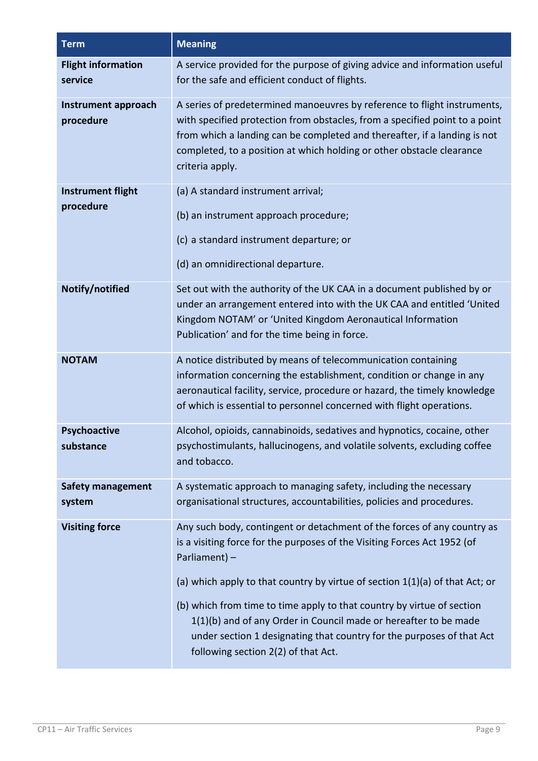| Term | Meaning |
|---|---|
| **Flight information service** | A service provided for the purpose of giving advice and information useful for the safe and efficient conduct of flights. |
| **Instrument approach procedure** | A series of predetermined manoeuvres by reference to flight instruments, with specified protection from obstacles, from a specified point to a point from which a landing can be completed and thereafter, if a landing is not completed, to a position at which holding or other obstacle clearance criteria apply. |
| **Instrument flight procedure** | (a) A standard instrument arrival;<br><br>(b) an instrument approach procedure;<br><br>(c) a standard instrument departure; or<br><br>(d) an omnidirectional departure. |
| **Notify/notified** | Set out with the authority of the UK CAA in a document published by or under an arrangement entered into with the UK CAA and entitled 'United Kingdom NOTAM' or 'United Kingdom Aeronautical Information Publication' and for the time being in force. |
| **NOTAM** | A notice distributed by means of telecommunication containing information concerning the establishment, condition or change in any aeronautical facility, service, procedure or hazard, the timely knowledge of which is essential to personnel concerned with flight operations. |
| **Psychoactive substance** | Alcohol, opioids, cannabinoids, sedatives and hypnotics, cocaine, other psychostimulants, hallucinogens, and volatile solvents, excluding coffee and tobacco. |
| **Safety management system** | A systematic approach to managing safety, including the necessary organisational structures, accountabilities, policies and procedures. |
| **Visiting force** | Any such body, contingent or detachment of the forces of any country as is a visiting force for the purposes of the Visiting Forces Act 1952 (of Parliament) –<br><br>(a) which apply to that country by virtue of section 1(1)(a) of that Act; or<br><br>(b) which from time to time apply to that country by virtue of section 1(1)(b) and of any Order in Council made or hereafter to be made under section 1 designating that country for the purposes of that Act following section 2(2) of that Act. |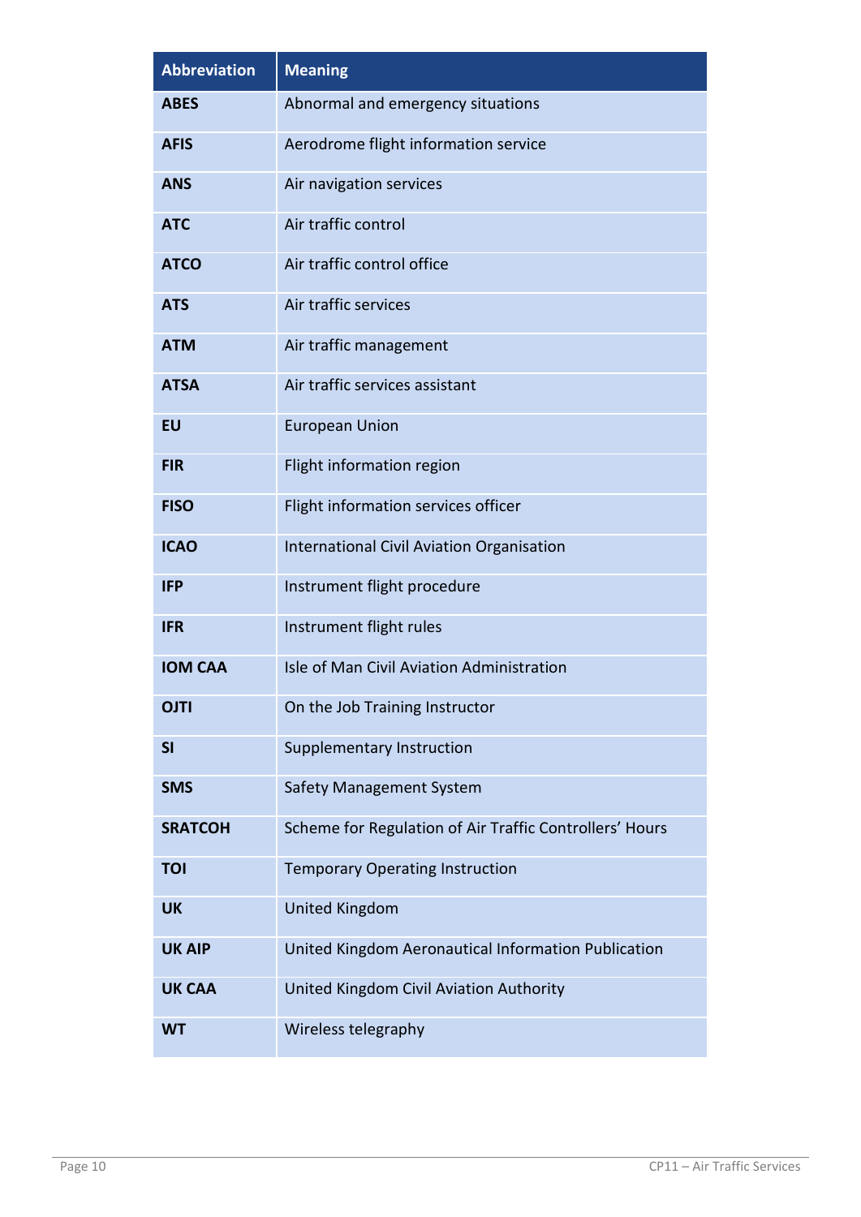| Abbreviation | Meaning |
|---|---|
| **ABES** | Abnormal and emergency situations |
| **AFIS** | Aerodrome flight information service |
| **ANS** | Air navigation services |
| **ATC** | Air traffic control |
| **ATCO** | Air traffic control office |
| **ATS** | Air traffic services |
| **ATM** | Air traffic management |
| **ATSA** | Air traffic services assistant |
| **EU** | European Union |
| **FIR** | Flight information region |
| **FISO** | Flight information services officer |
| **ICAO** | International Civil Aviation Organisation |
| **IFP** | Instrument flight procedure |
| **IFR** | Instrument flight rules |
| **IOM CAA** | Isle of Man Civil Aviation Administration |
| **OJTI** | On the Job Training Instructor |
| **SI** | Supplementary Instruction |
| **SMS** | Safety Management System |
| **SRATCOH** | Scheme for Regulation of Air Traffic Controllers' Hours |
| **TOI** | Temporary Operating Instruction |
| **UK** | United Kingdom |
| **UK AIP** | United Kingdom Aeronautical Information Publication |
| **UK CAA** | United Kingdom Civil Aviation Authority |
| **WT** | Wireless telegraphy |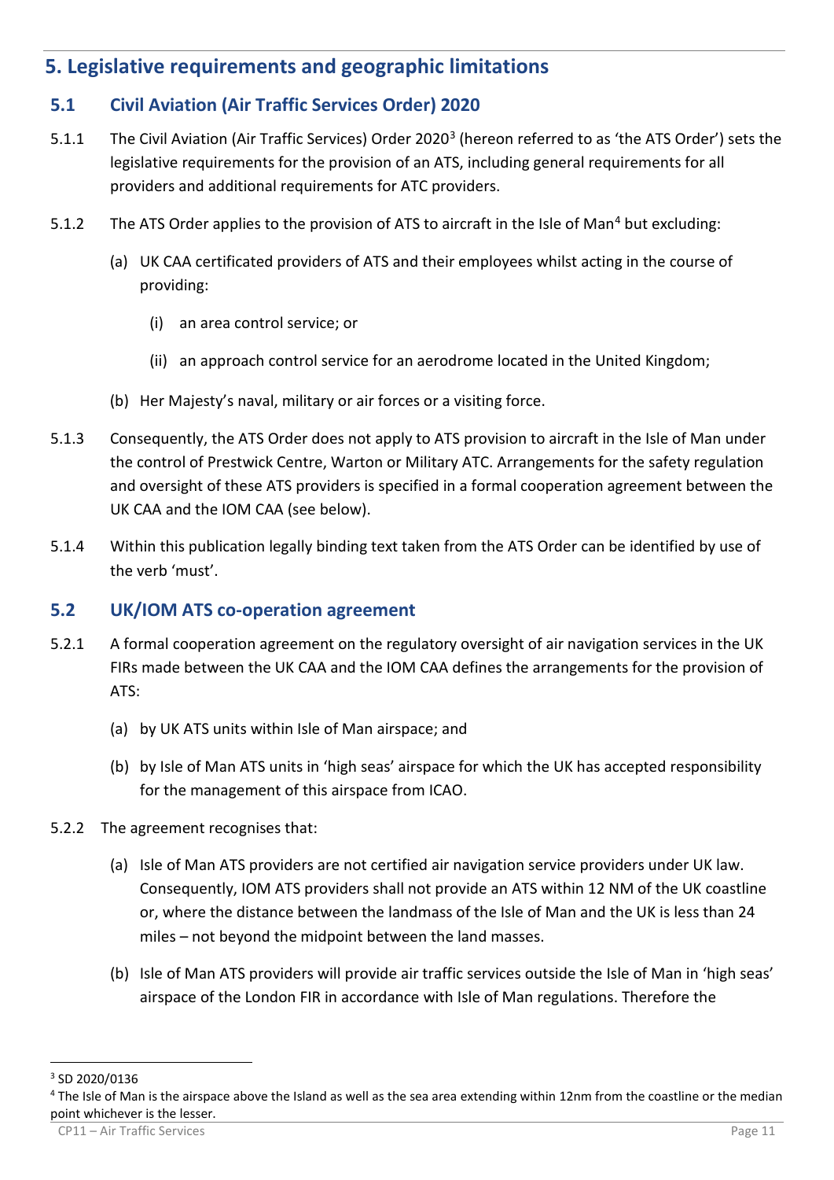## 5. Legislative requirements and geographic limitations

### 5.1 Civil Aviation (Air Traffic Services Order) 2020

5.1.1 The Civil Aviation (Air Traffic Services) Order 2020[3] (hereon referred to as 'the ATS Order') sets the legislative requirements for the provision of an ATS, including general requirements for all providers and additional requirements for ATC providers.

5.1.2 The ATS Order applies to the provision of ATS to aircraft in the Isle of Man[4] but excluding:

(a) UK CAA certificated providers of ATS and their employees whilst acting in the course of providing:

(i) an area control service; or

(ii) an approach control service for an aerodrome located in the United Kingdom;

(b) Her Majesty's naval, military or air forces or a visiting force.

5.1.3 Consequently, the ATS Order does not apply to ATS provision to aircraft in the Isle of Man under the control of Prestwick Centre, Warton or Military ATC. Arrangements for the safety regulation and oversight of these ATS providers is specified in a formal cooperation agreement between the UK CAA and the IOM CAA (see below).

5.1.4 Within this publication legally binding text taken from the ATS Order can be identified by use of the verb 'must'.

### 5.2 UK/IOM ATS co-operation agreement

5.2.1 A formal cooperation agreement on the regulatory oversight of air navigation services in the UK FIRs made between the UK CAA and the IOM CAA defines the arrangements for the provision of ATS:

(a) by UK ATS units within Isle of Man airspace; and

(b) by Isle of Man ATS units in 'high seas' airspace for which the UK has accepted responsibility for the management of this airspace from ICAO.

5.2.2 The agreement recognises that:

(a) Isle of Man ATS providers are not certified air navigation service providers under UK law. Consequently, IOM ATS providers shall not provide an ATS within 12 NM of the UK coastline or, where the distance between the landmass of the Isle of Man and the UK is less than 24 miles – not beyond the midpoint between the land masses.

(b) Isle of Man ATS providers will provide air traffic services outside the Isle of Man in 'high seas' airspace of the London FIR in accordance with Isle of Man regulations. Therefore the

---

[3] SD 2020/0136

[4] The Isle of Man is the airspace above the Island as well as the sea area extending within 12nm from the coastline or the median point whichever is the lesser.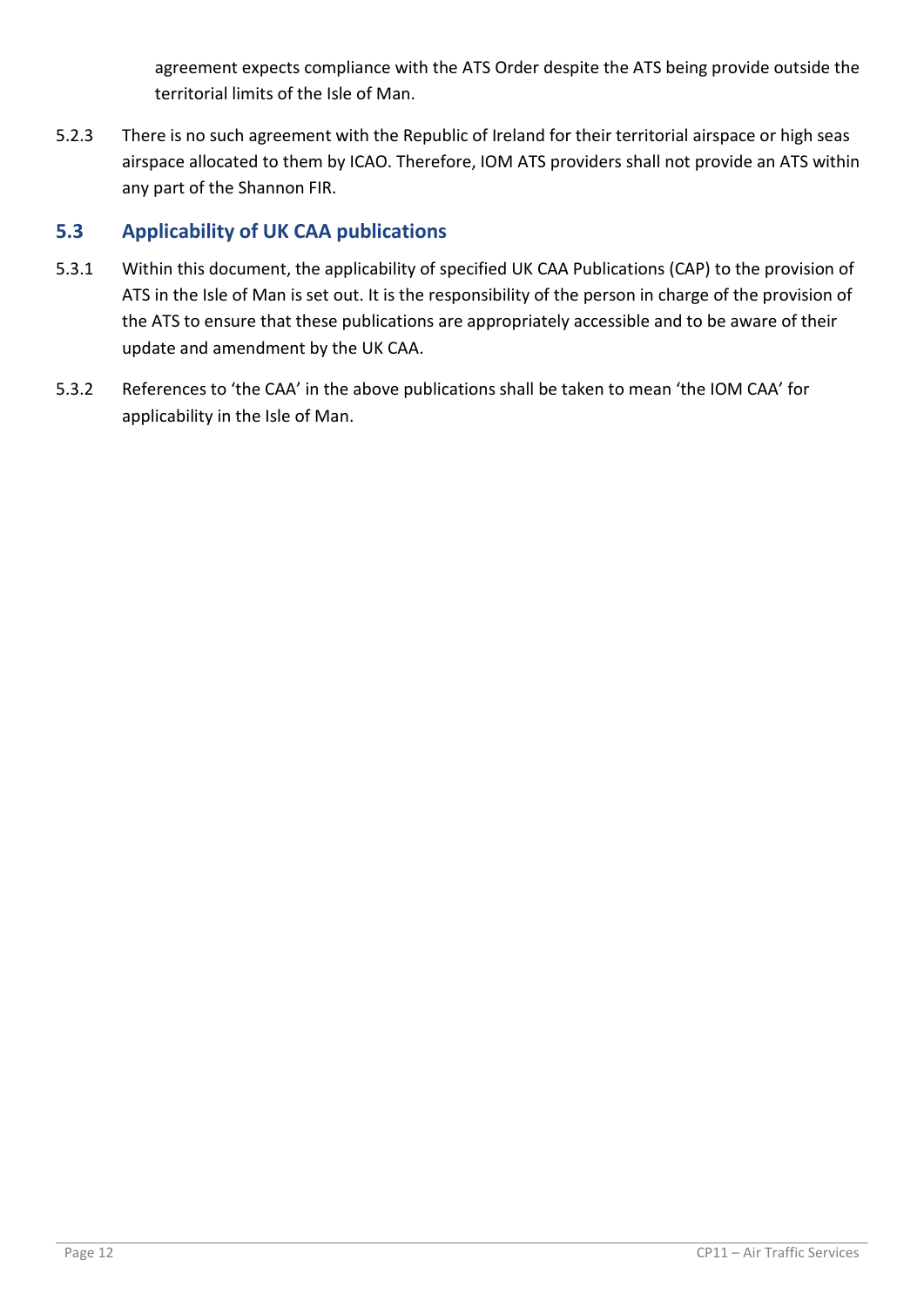agreement expects compliance with the ATS Order despite the ATS being provide outside the territorial limits of the Isle of Man.

5.2.3 There is no such agreement with the Republic of Ireland for their territorial airspace or high seas airspace allocated to them by ICAO. Therefore, IOM ATS providers shall not provide an ATS within any part of the Shannon FIR.

## 5.3 Applicability of UK CAA publications

5.3.1 Within this document, the applicability of specified UK CAA Publications (CAP) to the provision of ATS in the Isle of Man is set out. It is the responsibility of the person in charge of the provision of the ATS to ensure that these publications are appropriately accessible and to be aware of their update and amendment by the UK CAA.

5.3.2 References to 'the CAA' in the above publications shall be taken to mean 'the IOM CAA' for applicability in the Isle of Man.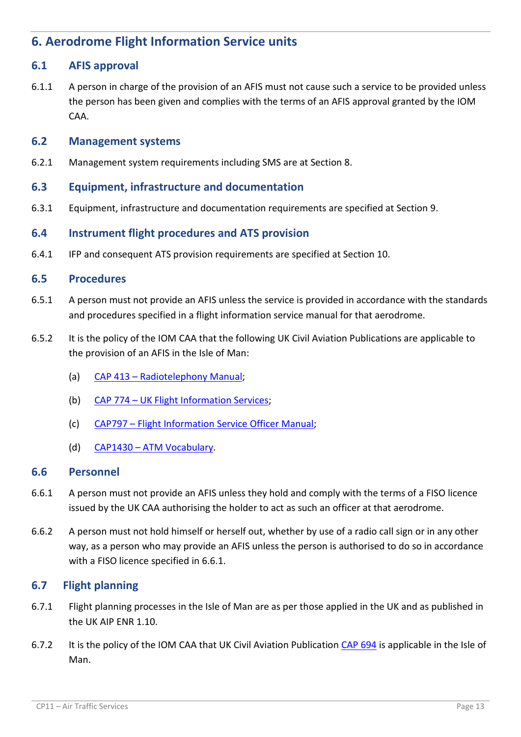## 6. Aerodrome Flight Information Service units

### 6.1 AFIS approval

6.1.1 A person in charge of the provision of an AFIS must not cause such a service to be provided unless the person has been given and complies with the terms of an AFIS approval granted by the IOM CAA.

### 6.2 Management systems

6.2.1 Management system requirements including SMS are at Section 8.

### 6.3 Equipment, infrastructure and documentation

6.3.1 Equipment, infrastructure and documentation requirements are specified at Section 9.

### 6.4 Instrument flight procedures and ATS provision

6.4.1 IFP and consequent ATS provision requirements are specified at Section 10.

### 6.5 Procedures

6.5.1 A person must not provide an AFIS unless the service is provided in accordance with the standards and procedures specified in a flight information service manual for that aerodrome.

6.5.2 It is the policy of the IOM CAA that the following UK Civil Aviation Publications are applicable to the provision of an AFIS in the Isle of Man:

- (a) CAP 413 – Radiotelephony Manual;
- (b) CAP 774 – UK Flight Information Services;
- (c) CAP797 – Flight Information Service Officer Manual;
- (d) CAP1430 – ATM Vocabulary.

### 6.6 Personnel

6.6.1 A person must not provide an AFIS unless they hold and comply with the terms of a FISO licence issued by the UK CAA authorising the holder to act as such an officer at that aerodrome.

6.6.2 A person must not hold himself or herself out, whether by use of a radio call sign or in any other way, as a person who may provide an AFIS unless the person is authorised to do so in accordance with a FISO licence specified in 6.6.1.

### 6.7 Flight planning

6.7.1 Flight planning processes in the Isle of Man are as per those applied in the UK and as published in the UK AIP ENR 1.10.

6.7.2 It is the policy of the IOM CAA that UK Civil Aviation Publication CAP 694 is applicable in the Isle of Man.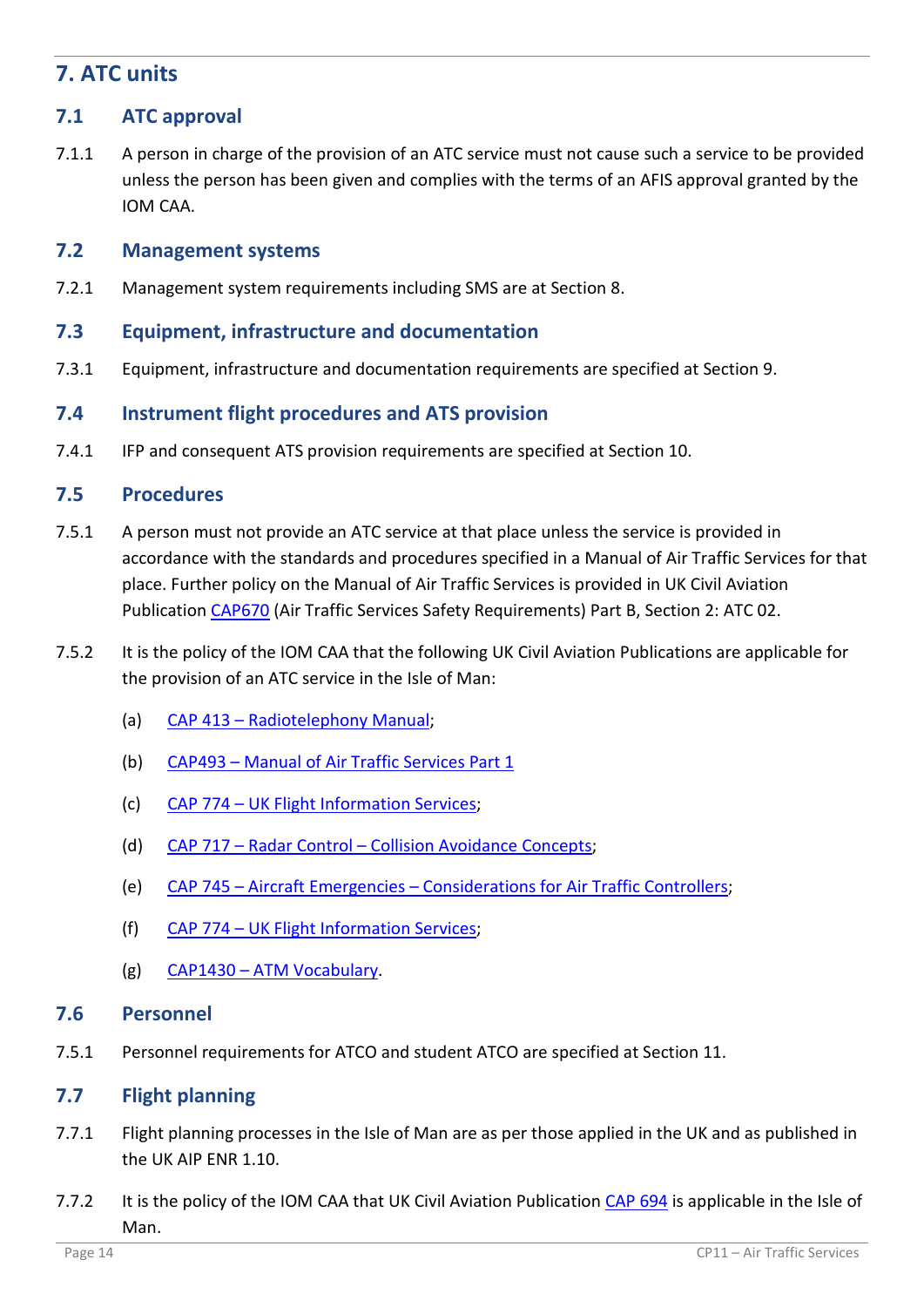## 7. ATC units

### 7.1 ATC approval

7.1.1 A person in charge of the provision of an ATC service must not cause such a service to be provided unless the person has been given and complies with the terms of an AFIS approval granted by the IOM CAA.

### 7.2 Management systems

7.2.1 Management system requirements including SMS are at Section 8.

### 7.3 Equipment, infrastructure and documentation

7.3.1 Equipment, infrastructure and documentation requirements are specified at Section 9.

### 7.4 Instrument flight procedures and ATS provision

7.4.1 IFP and consequent ATS provision requirements are specified at Section 10.

### 7.5 Procedures

7.5.1 A person must not provide an ATC service at that place unless the service is provided in accordance with the standards and procedures specified in a Manual of Air Traffic Services for that place. Further policy on the Manual of Air Traffic Services is provided in UK Civil Aviation Publication CAP670 (Air Traffic Services Safety Requirements) Part B, Section 2: ATC 02.

7.5.2 It is the policy of the IOM CAA that the following UK Civil Aviation Publications are applicable for the provision of an ATC service in the Isle of Man:

(a) CAP 413 – Radiotelephony Manual;

(b) CAP493 – Manual of Air Traffic Services Part 1

(c) CAP 774 – UK Flight Information Services;

(d) CAP 717 – Radar Control – Collision Avoidance Concepts;

(e) CAP 745 – Aircraft Emergencies – Considerations for Air Traffic Controllers;

(f) CAP 774 – UK Flight Information Services;

(g) CAP1430 – ATM Vocabulary.

### 7.6 Personnel

7.5.1 Personnel requirements for ATCO and student ATCO are specified at Section 11.

### 7.7 Flight planning

7.7.1 Flight planning processes in the Isle of Man are as per those applied in the UK and as published in the UK AIP ENR 1.10.

7.7.2 It is the policy of the IOM CAA that UK Civil Aviation Publication CAP 694 is applicable in the Isle of Man.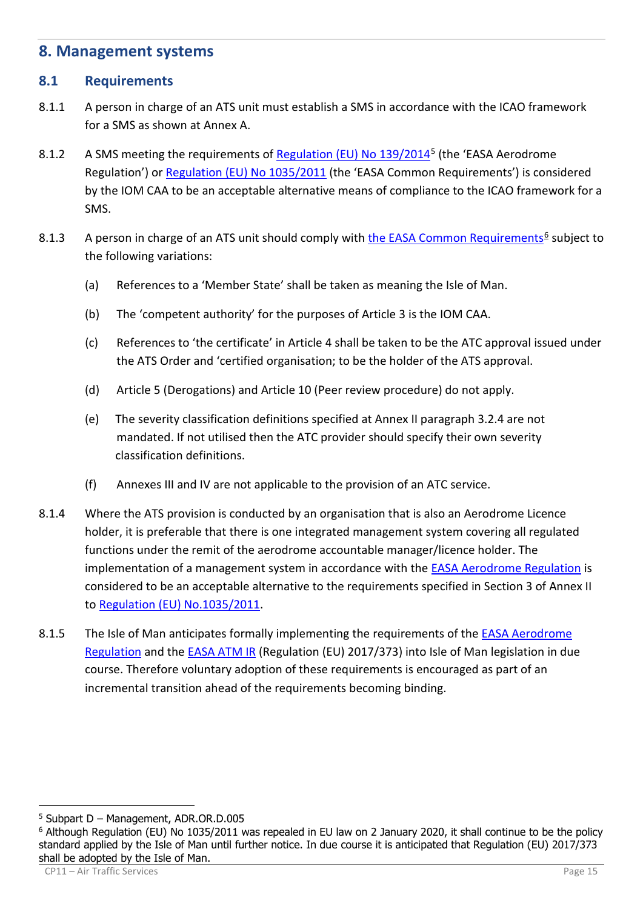## 8. Management systems

### 8.1 Requirements

8.1.1 A person in charge of an ATS unit must establish a SMS in accordance with the ICAO framework for a SMS as shown at Annex A.

8.1.2 A SMS meeting the requirements of Regulation (EU) No 139/2014[5] (the 'EASA Aerodrome Regulation') or Regulation (EU) No 1035/2011 (the 'EASA Common Requirements') is considered by the IOM CAA to be an acceptable alternative means of compliance to the ICAO framework for a SMS.

8.1.3 A person in charge of an ATS unit should comply with the EASA Common Requirements[6] subject to the following variations:

(a) References to a 'Member State' shall be taken as meaning the Isle of Man.

(b) The 'competent authority' for the purposes of Article 3 is the IOM CAA.

(c) References to 'the certificate' in Article 4 shall be taken to be the ATC approval issued under the ATS Order and 'certified organisation; to be the holder of the ATS approval.

(d) Article 5 (Derogations) and Article 10 (Peer review procedure) do not apply.

(e) The severity classification definitions specified at Annex II paragraph 3.2.4 are not mandated. If not utilised then the ATC provider should specify their own severity classification definitions.

(f) Annexes III and IV are not applicable to the provision of an ATC service.

8.1.4 Where the ATS provision is conducted by an organisation that is also an Aerodrome Licence holder, it is preferable that there is one integrated management system covering all regulated functions under the remit of the aerodrome accountable manager/licence holder. The implementation of a management system in accordance with the EASA Aerodrome Regulation is considered to be an acceptable alternative to the requirements specified in Section 3 of Annex II to Regulation (EU) No.1035/2011.

8.1.5 The Isle of Man anticipates formally implementing the requirements of the EASA Aerodrome Regulation and the EASA ATM IR (Regulation (EU) 2017/373) into Isle of Man legislation in due course. Therefore voluntary adoption of these requirements is encouraged as part of an incremental transition ahead of the requirements becoming binding.

---

[5] Subpart D – Management, ADR.OR.D.005

[6] Although Regulation (EU) No 1035/2011 was repealed in EU law on 2 January 2020, it shall continue to be the policy standard applied by the Isle of Man until further notice. In due course it is anticipated that Regulation (EU) 2017/373 shall be adopted by the Isle of Man.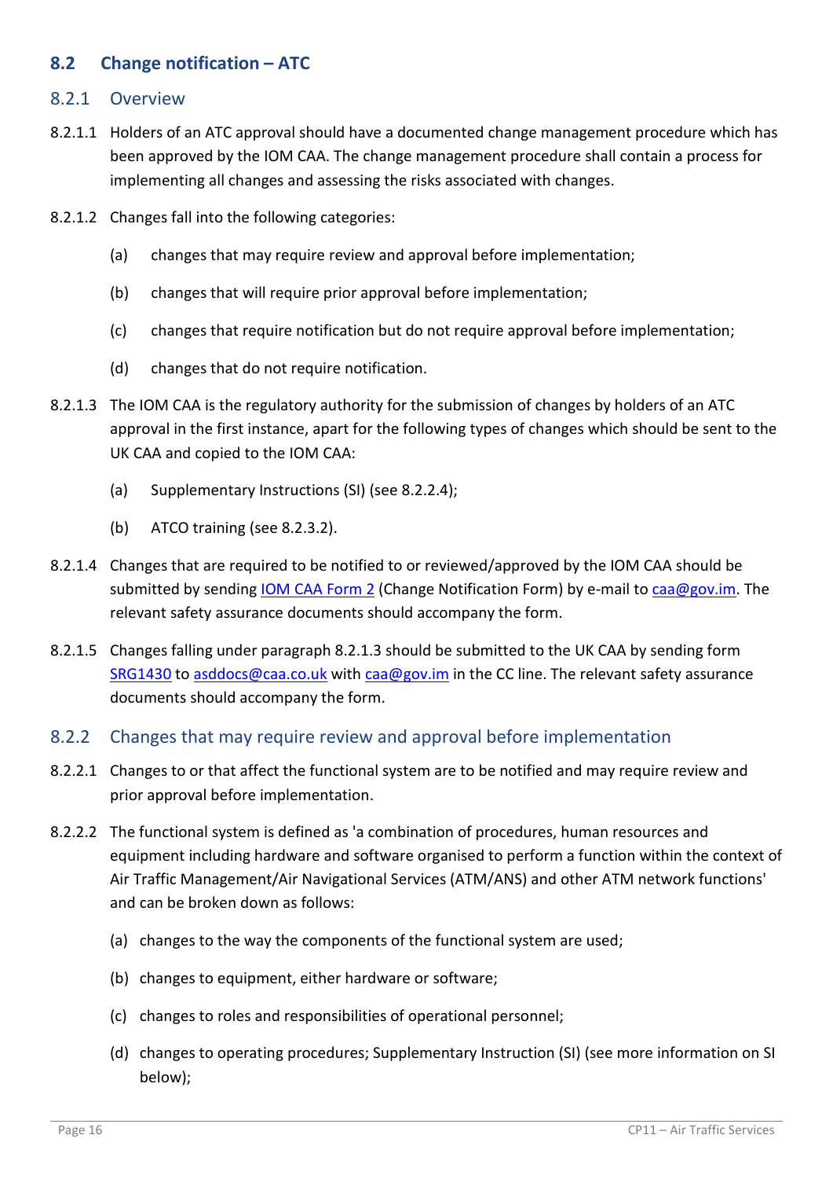## 8.2 Change notification – ATC

### 8.2.1 Overview

8.2.1.1 Holders of an ATC approval should have a documented change management procedure which has been approved by the IOM CAA. The change management procedure shall contain a process for implementing all changes and assessing the risks associated with changes.

8.2.1.2 Changes fall into the following categories:

(a) changes that may require review and approval before implementation;

(b) changes that will require prior approval before implementation;

(c) changes that require notification but do not require approval before implementation;

(d) changes that do not require notification.

8.2.1.3 The IOM CAA is the regulatory authority for the submission of changes by holders of an ATC approval in the first instance, apart for the following types of changes which should be sent to the UK CAA and copied to the IOM CAA:

(a) Supplementary Instructions (SI) (see 8.2.2.4);

(b) ATCO training (see 8.2.3.2).

8.2.1.4 Changes that are required to be notified to or reviewed/approved by the IOM CAA should be submitted by sending [IOM CAA Form 2](#) (Change Notification Form) by e-mail to [caa@gov.im](mailto:caa@gov.im). The relevant safety assurance documents should accompany the form.

8.2.1.5 Changes falling under paragraph 8.2.1.3 should be submitted to the UK CAA by sending form [SRG1430](#) to [asddocs@caa.co.uk](mailto:asddocs@caa.co.uk) with [caa@gov.im](mailto:caa@gov.im) in the CC line. The relevant safety assurance documents should accompany the form.

### 8.2.2 Changes that may require review and approval before implementation

8.2.2.1 Changes to or that affect the functional system are to be notified and may require review and prior approval before implementation.

8.2.2.2 The functional system is defined as 'a combination of procedures, human resources and equipment including hardware and software organised to perform a function within the context of Air Traffic Management/Air Navigational Services (ATM/ANS) and other ATM network functions' and can be broken down as follows:

(a) changes to the way the components of the functional system are used;

(b) changes to equipment, either hardware or software;

(c) changes to roles and responsibilities of operational personnel;

(d) changes to operating procedures; Supplementary Instruction (SI) (see more information on SI below);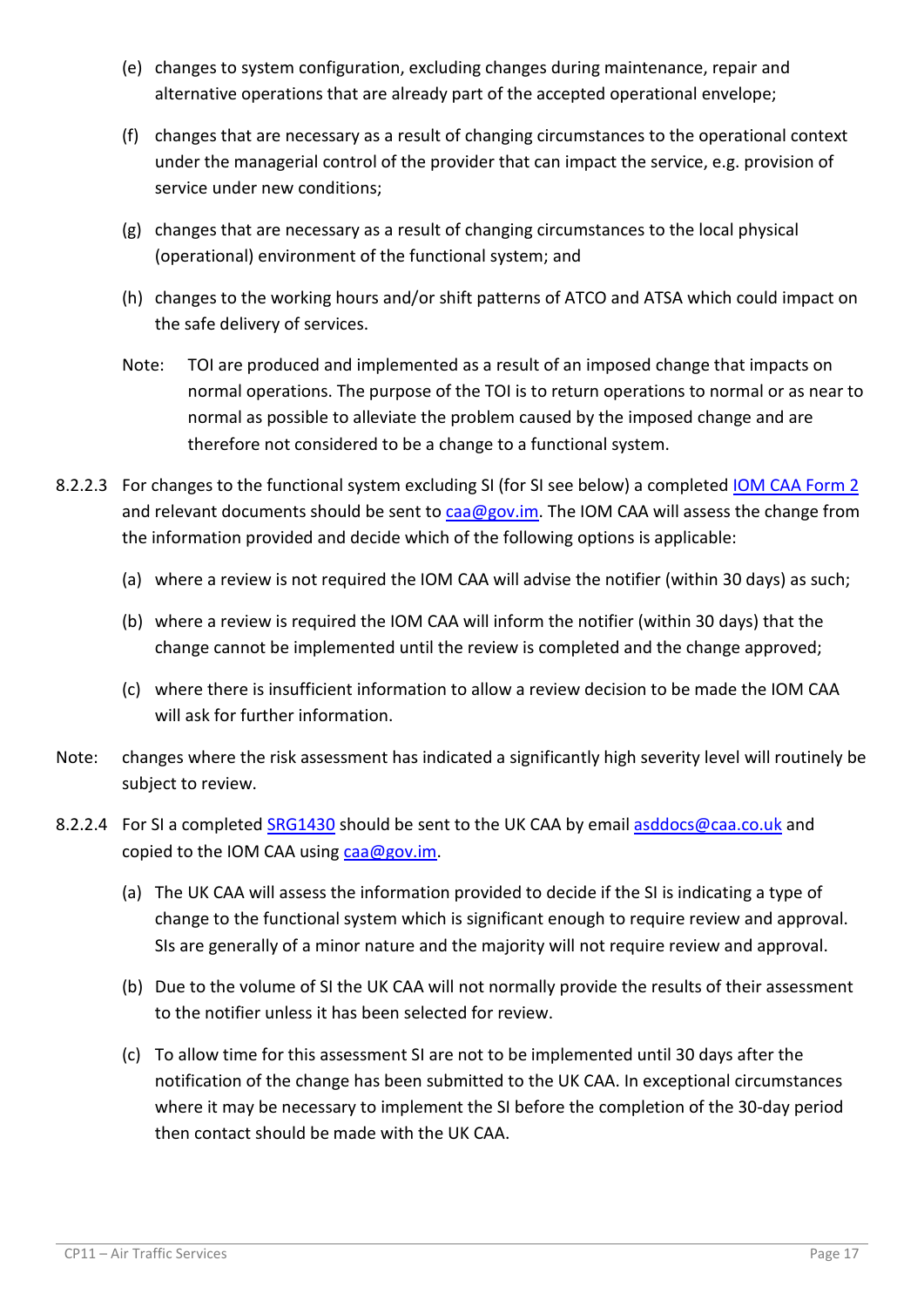(e) changes to system configuration, excluding changes during maintenance, repair and alternative operations that are already part of the accepted operational envelope;

(f) changes that are necessary as a result of changing circumstances to the operational context under the managerial control of the provider that can impact the service, e.g. provision of service under new conditions;

(g) changes that are necessary as a result of changing circumstances to the local physical (operational) environment of the functional system; and

(h) changes to the working hours and/or shift patterns of ATCO and ATSA which could impact on the safe delivery of services.

Note: TOI are produced and implemented as a result of an imposed change that impacts on normal operations. The purpose of the TOI is to return operations to normal or as near to normal as possible to alleviate the problem caused by the imposed change and are therefore not considered to be a change to a functional system.

8.2.2.3 For changes to the functional system excluding SI (for SI see below) a completed [IOM CAA Form 2](#) and relevant documents should be sent to [caa@gov.im](mailto:caa@gov.im). The IOM CAA will assess the change from the information provided and decide which of the following options is applicable:

(a) where a review is not required the IOM CAA will advise the notifier (within 30 days) as such;

(b) where a review is required the IOM CAA will inform the notifier (within 30 days) that the change cannot be implemented until the review is completed and the change approved;

(c) where there is insufficient information to allow a review decision to be made the IOM CAA will ask for further information.

Note: changes where the risk assessment has indicated a significantly high severity level will routinely be subject to review.

8.2.2.4 For SI a completed [SRG1430](#) should be sent to the UK CAA by email [asddocs@caa.co.uk](mailto:asddocs@caa.co.uk) and copied to the IOM CAA using [caa@gov.im](mailto:caa@gov.im).

(a) The UK CAA will assess the information provided to decide if the SI is indicating a type of change to the functional system which is significant enough to require review and approval. SIs are generally of a minor nature and the majority will not require review and approval.

(b) Due to the volume of SI the UK CAA will not normally provide the results of their assessment to the notifier unless it has been selected for review.

(c) To allow time for this assessment SI are not to be implemented until 30 days after the notification of the change has been submitted to the UK CAA. In exceptional circumstances where it may be necessary to implement the SI before the completion of the 30-day period then contact should be made with the UK CAA.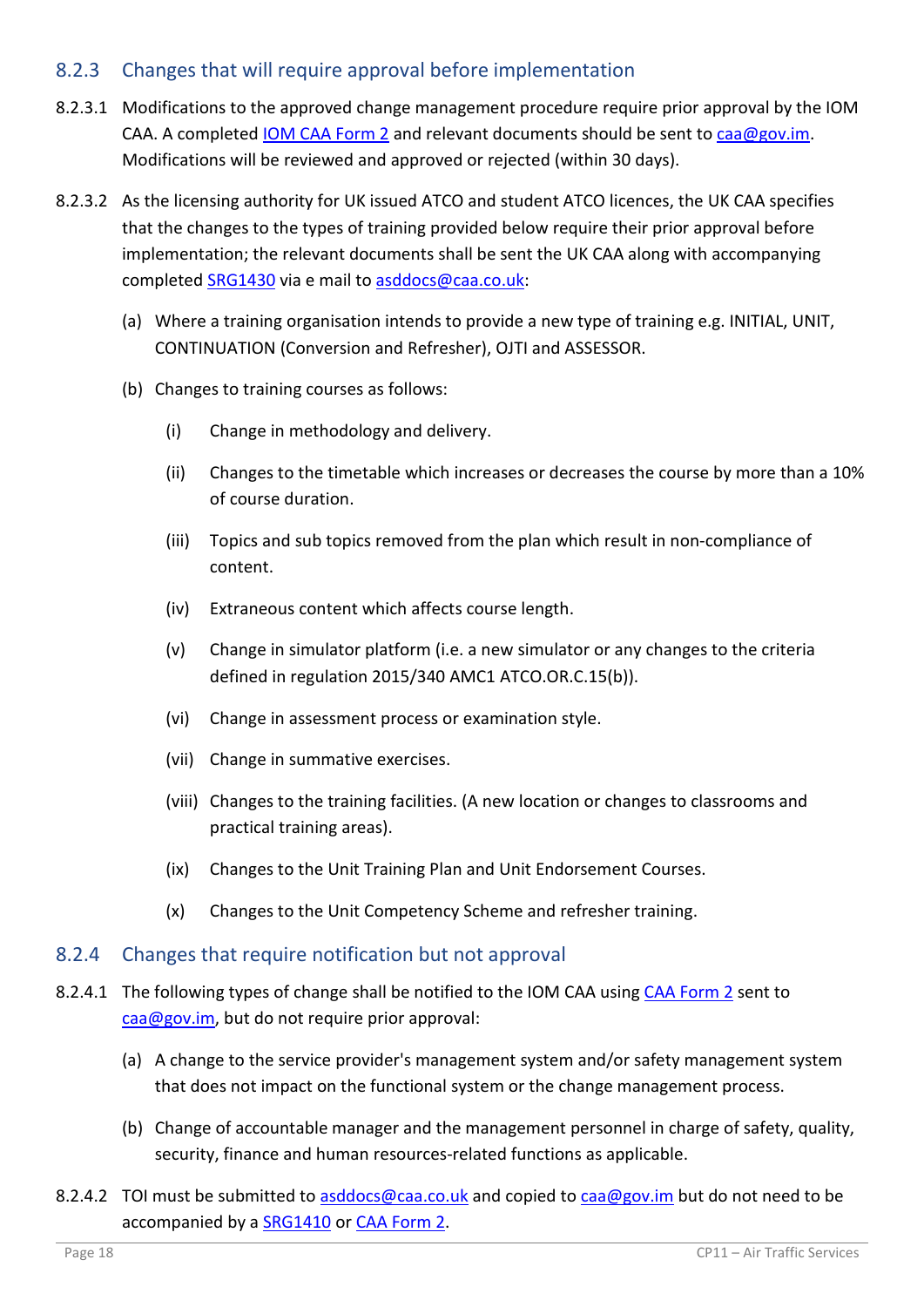### 8.2.3 Changes that will require approval before implementation

8.2.3.1 Modifications to the approved change management procedure require prior approval by the IOM CAA. A completed IOM CAA Form 2 and relevant documents should be sent to caa@gov.im. Modifications will be reviewed and approved or rejected (within 30 days).

8.2.3.2 As the licensing authority for UK issued ATCO and student ATCO licences, the UK CAA specifies that the changes to the types of training provided below require their prior approval before implementation; the relevant documents shall be sent the UK CAA along with accompanying completed SRG1430 via e mail to asddocs@caa.co.uk:

(a) Where a training organisation intends to provide a new type of training e.g. INITIAL, UNIT, CONTINUATION (Conversion and Refresher), OJTI and ASSESSOR.

(b) Changes to training courses as follows:

(i) Change in methodology and delivery.

(ii) Changes to the timetable which increases or decreases the course by more than a 10% of course duration.

(iii) Topics and sub topics removed from the plan which result in non-compliance of content.

(iv) Extraneous content which affects course length.

(v) Change in simulator platform (i.e. a new simulator or any changes to the criteria defined in regulation 2015/340 AMC1 ATCO.OR.C.15(b)).

(vi) Change in assessment process or examination style.

(vii) Change in summative exercises.

(viii) Changes to the training facilities. (A new location or changes to classrooms and practical training areas).

(ix) Changes to the Unit Training Plan and Unit Endorsement Courses.

(x) Changes to the Unit Competency Scheme and refresher training.

### 8.2.4 Changes that require notification but not approval

8.2.4.1 The following types of change shall be notified to the IOM CAA using CAA Form 2 sent to caa@gov.im, but do not require prior approval:

(a) A change to the service provider's management system and/or safety management system that does not impact on the functional system or the change management process.

(b) Change of accountable manager and the management personnel in charge of safety, quality, security, finance and human resources-related functions as applicable.

8.2.4.2 TOI must be submitted to asddocs@caa.co.uk and copied to caa@gov.im but do not need to be accompanied by a SRG1410 or CAA Form 2.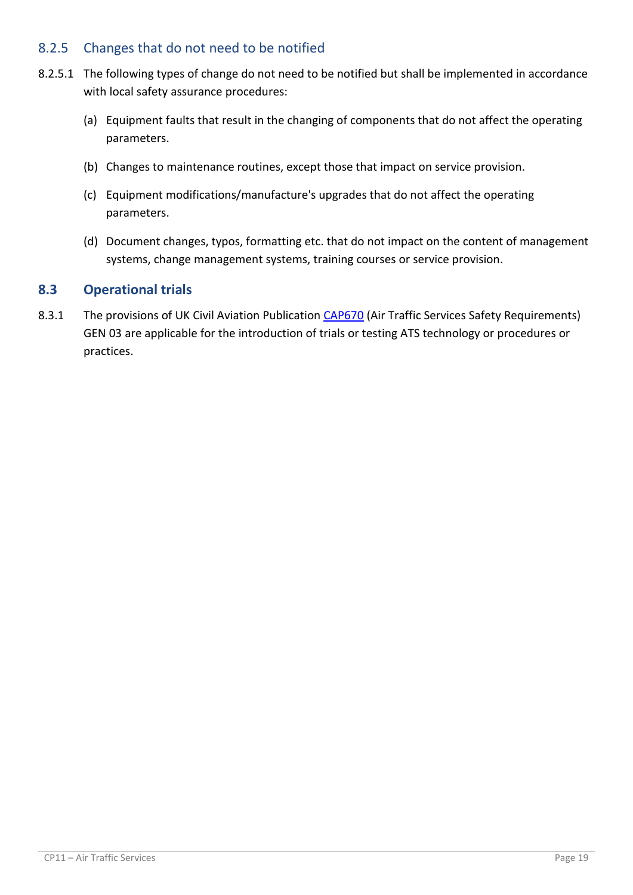### 8.2.5 Changes that do not need to be notified

8.2.5.1 The following types of change do not need to be notified but shall be implemented in accordance with local safety assurance procedures:

(a) Equipment faults that result in the changing of components that do not affect the operating parameters.

(b) Changes to maintenance routines, except those that impact on service provision.

(c) Equipment modifications/manufacture's upgrades that do not affect the operating parameters.

(d) Document changes, typos, formatting etc. that do not impact on the content of management systems, change management systems, training courses or service provision.

## 8.3 Operational trials

8.3.1 The provisions of UK Civil Aviation Publication [CAP670](CAP670) (Air Traffic Services Safety Requirements) GEN 03 are applicable for the introduction of trials or testing ATS technology or procedures or practices.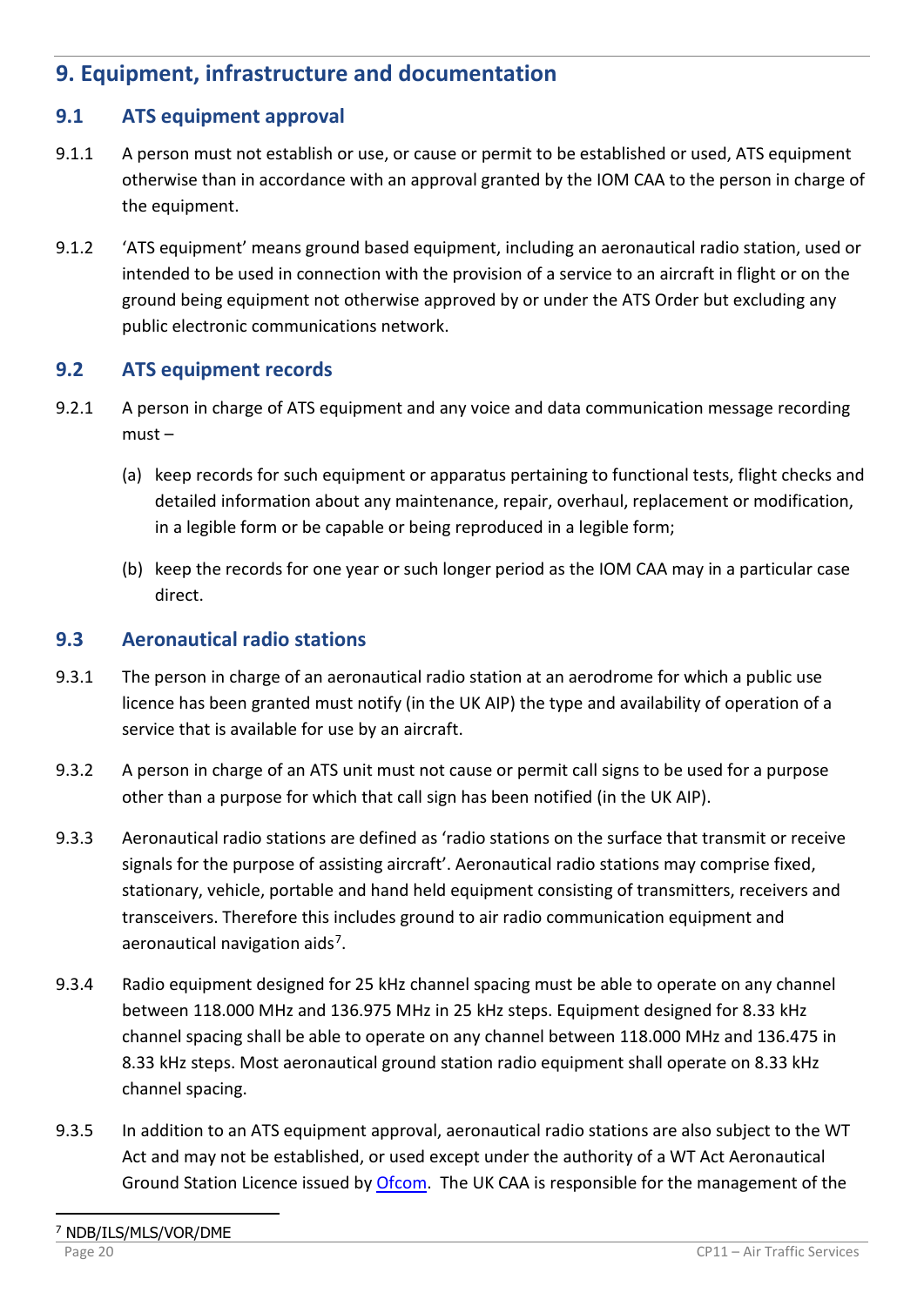## 9. Equipment, infrastructure and documentation

### 9.1 ATS equipment approval

9.1.1 A person must not establish or use, or cause or permit to be established or used, ATS equipment otherwise than in accordance with an approval granted by the IOM CAA to the person in charge of the equipment.

9.1.2 'ATS equipment' means ground based equipment, including an aeronautical radio station, used or intended to be used in connection with the provision of a service to an aircraft in flight or on the ground being equipment not otherwise approved by or under the ATS Order but excluding any public electronic communications network.

### 9.2 ATS equipment records

9.2.1 A person in charge of ATS equipment and any voice and data communication message recording must –

(a) keep records for such equipment or apparatus pertaining to functional tests, flight checks and detailed information about any maintenance, repair, overhaul, replacement or modification, in a legible form or be capable or being reproduced in a legible form;

(b) keep the records for one year or such longer period as the IOM CAA may in a particular case direct.

### 9.3 Aeronautical radio stations

9.3.1 The person in charge of an aeronautical radio station at an aerodrome for which a public use licence has been granted must notify (in the UK AIP) the type and availability of operation of a service that is available for use by an aircraft.

9.3.2 A person in charge of an ATS unit must not cause or permit call signs to be used for a purpose other than a purpose for which that call sign has been notified (in the UK AIP).

9.3.3 Aeronautical radio stations are defined as 'radio stations on the surface that transmit or receive signals for the purpose of assisting aircraft'. Aeronautical radio stations may comprise fixed, stationary, vehicle, portable and hand held equipment consisting of transmitters, receivers and transceivers. Therefore this includes ground to air radio communication equipment and aeronautical navigation aids[7].

9.3.4 Radio equipment designed for 25 kHz channel spacing must be able to operate on any channel between 118.000 MHz and 136.975 MHz in 25 kHz steps. Equipment designed for 8.33 kHz channel spacing shall be able to operate on any channel between 118.000 MHz and 136.475 in 8.33 kHz steps. Most aeronautical ground station radio equipment shall operate on 8.33 kHz channel spacing.

9.3.5 In addition to an ATS equipment approval, aeronautical radio stations are also subject to the WT Act and may not be established, or used except under the authority of a WT Act Aeronautical Ground Station Licence issued by Ofcom. The UK CAA is responsible for the management of the

[7] NDB/ILS/MLS/VOR/DME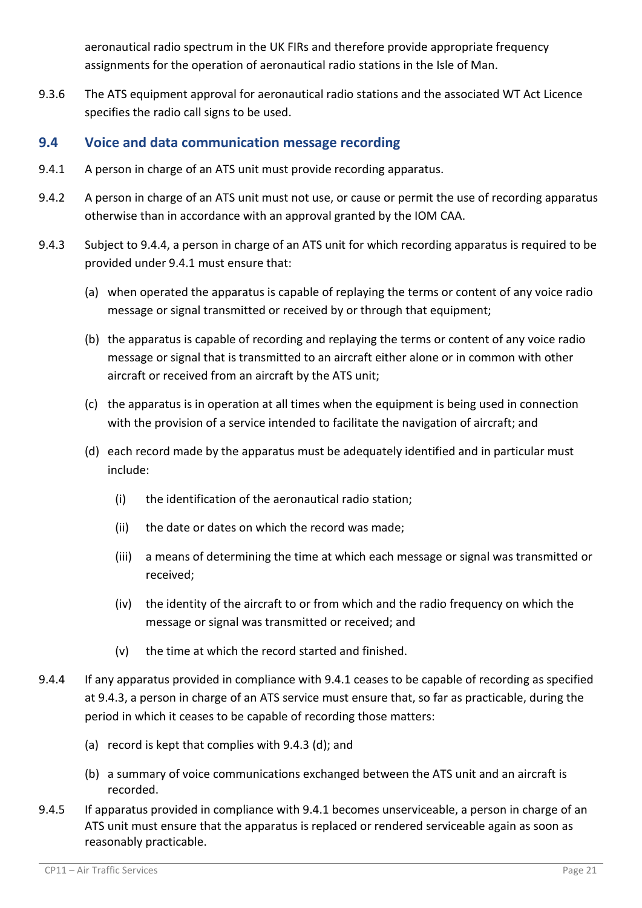aeronautical radio spectrum in the UK FIRs and therefore provide appropriate frequency assignments for the operation of aeronautical radio stations in the Isle of Man.

9.3.6 The ATS equipment approval for aeronautical radio stations and the associated WT Act Licence specifies the radio call signs to be used.

## 9.4 Voice and data communication message recording

9.4.1 A person in charge of an ATS unit must provide recording apparatus.

9.4.2 A person in charge of an ATS unit must not use, or cause or permit the use of recording apparatus otherwise than in accordance with an approval granted by the IOM CAA.

9.4.3 Subject to 9.4.4, a person in charge of an ATS unit for which recording apparatus is required to be provided under 9.4.1 must ensure that:

- (a) when operated the apparatus is capable of replaying the terms or content of any voice radio message or signal transmitted or received by or through that equipment;
- (b) the apparatus is capable of recording and replaying the terms or content of any voice radio message or signal that is transmitted to an aircraft either alone or in common with other aircraft or received from an aircraft by the ATS unit;
- (c) the apparatus is in operation at all times when the equipment is being used in connection with the provision of a service intended to facilitate the navigation of aircraft; and
- (d) each record made by the apparatus must be adequately identified and in particular must include:
  - (i) the identification of the aeronautical radio station;
  - (ii) the date or dates on which the record was made;
  - (iii) a means of determining the time at which each message or signal was transmitted or received;
  - (iv) the identity of the aircraft to or from which and the radio frequency on which the message or signal was transmitted or received; and
  - (v) the time at which the record started and finished.

9.4.4 If any apparatus provided in compliance with 9.4.1 ceases to be capable of recording as specified at 9.4.3, a person in charge of an ATS service must ensure that, so far as practicable, during the period in which it ceases to be capable of recording those matters:

- (a) record is kept that complies with 9.4.3 (d); and
- (b) a summary of voice communications exchanged between the ATS unit and an aircraft is recorded.

9.4.5 If apparatus provided in compliance with 9.4.1 becomes unserviceable, a person in charge of an ATS unit must ensure that the apparatus is replaced or rendered serviceable again as soon as reasonably practicable.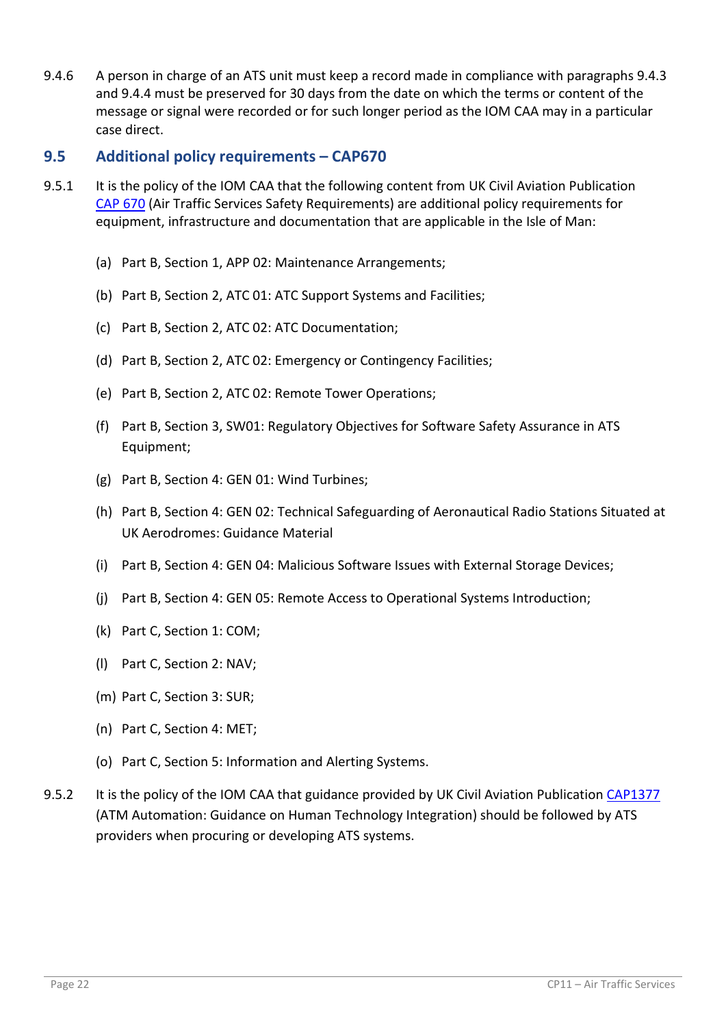9.4.6 A person in charge of an ATS unit must keep a record made in compliance with paragraphs 9.4.3 and 9.4.4 must be preserved for 30 days from the date on which the terms or content of the message or signal were recorded or for such longer period as the IOM CAA may in a particular case direct.

## 9.5 Additional policy requirements – CAP670

9.5.1 It is the policy of the IOM CAA that the following content from UK Civil Aviation Publication [CAP 670](CAP 670) (Air Traffic Services Safety Requirements) are additional policy requirements for equipment, infrastructure and documentation that are applicable in the Isle of Man:

(a) Part B, Section 1, APP 02: Maintenance Arrangements;

(b) Part B, Section 2, ATC 01: ATC Support Systems and Facilities;

(c) Part B, Section 2, ATC 02: ATC Documentation;

(d) Part B, Section 2, ATC 02: Emergency or Contingency Facilities;

(e) Part B, Section 2, ATC 02: Remote Tower Operations;

(f) Part B, Section 3, SW01: Regulatory Objectives for Software Safety Assurance in ATS Equipment;

(g) Part B, Section 4: GEN 01: Wind Turbines;

(h) Part B, Section 4: GEN 02: Technical Safeguarding of Aeronautical Radio Stations Situated at UK Aerodromes: Guidance Material

(i) Part B, Section 4: GEN 04: Malicious Software Issues with External Storage Devices;

(j) Part B, Section 4: GEN 05: Remote Access to Operational Systems Introduction;

(k) Part C, Section 1: COM;

(l) Part C, Section 2: NAV;

(m) Part C, Section 3: SUR;

(n) Part C, Section 4: MET;

(o) Part C, Section 5: Information and Alerting Systems.

9.5.2 It is the policy of the IOM CAA that guidance provided by UK Civil Aviation Publication CAP1377 (ATM Automation: Guidance on Human Technology Integration) should be followed by ATS providers when procuring or developing ATS systems.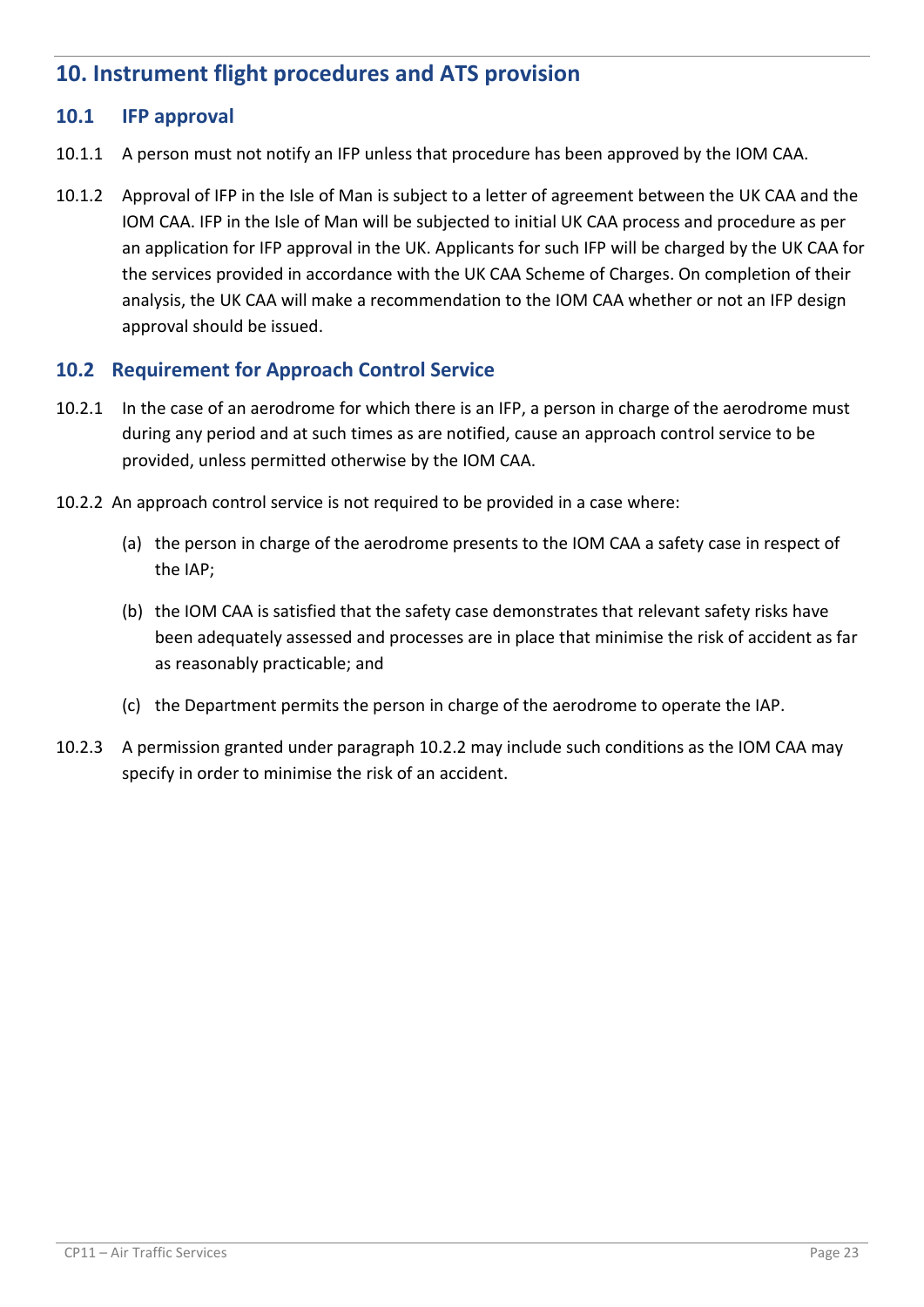## 10. Instrument flight procedures and ATS provision

### 10.1 IFP approval

10.1.1 A person must not notify an IFP unless that procedure has been approved by the IOM CAA.

10.1.2 Approval of IFP in the Isle of Man is subject to a letter of agreement between the UK CAA and the IOM CAA. IFP in the Isle of Man will be subjected to initial UK CAA process and procedure as per an application for IFP approval in the UK. Applicants for such IFP will be charged by the UK CAA for the services provided in accordance with the UK CAA Scheme of Charges. On completion of their analysis, the UK CAA will make a recommendation to the IOM CAA whether or not an IFP design approval should be issued.

### 10.2 Requirement for Approach Control Service

10.2.1 In the case of an aerodrome for which there is an IFP, a person in charge of the aerodrome must during any period and at such times as are notified, cause an approach control service to be provided, unless permitted otherwise by the IOM CAA.

10.2.2 An approach control service is not required to be provided in a case where:

(a) the person in charge of the aerodrome presents to the IOM CAA a safety case in respect of the IAP;

(b) the IOM CAA is satisfied that the safety case demonstrates that relevant safety risks have been adequately assessed and processes are in place that minimise the risk of accident as far as reasonably practicable; and

(c) the Department permits the person in charge of the aerodrome to operate the IAP.

10.2.3 A permission granted under paragraph 10.2.2 may include such conditions as the IOM CAA may specify in order to minimise the risk of an accident.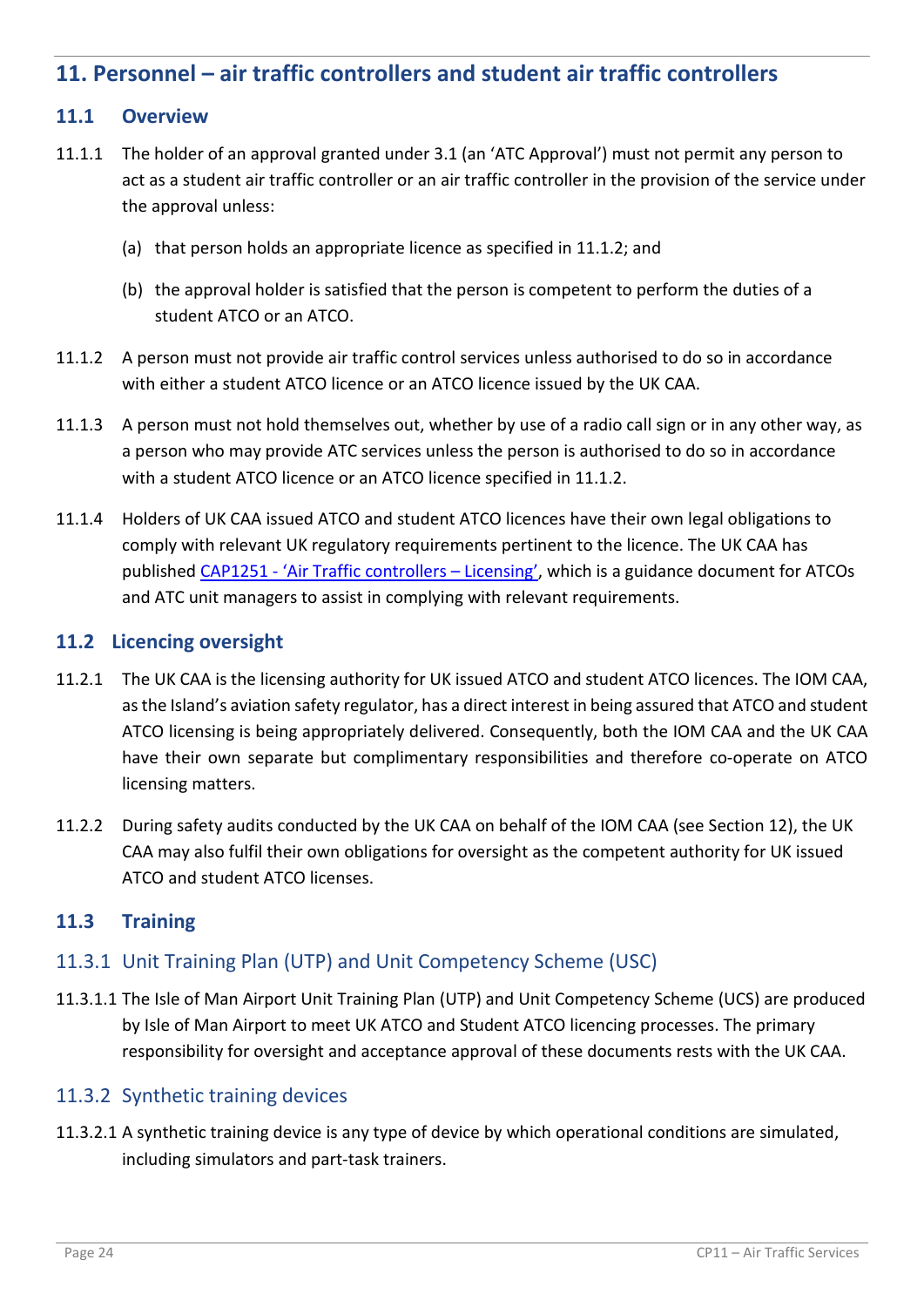## 11. Personnel – air traffic controllers and student air traffic controllers

### 11.1 Overview

11.1.1 The holder of an approval granted under 3.1 (an 'ATC Approval') must not permit any person to act as a student air traffic controller or an air traffic controller in the provision of the service under the approval unless:

(a) that person holds an appropriate licence as specified in 11.1.2; and

(b) the approval holder is satisfied that the person is competent to perform the duties of a student ATCO or an ATCO.

11.1.2 A person must not provide air traffic control services unless authorised to do so in accordance with either a student ATCO licence or an ATCO licence issued by the UK CAA.

11.1.3 A person must not hold themselves out, whether by use of a radio call sign or in any other way, as a person who may provide ATC services unless the person is authorised to do so in accordance with a student ATCO licence or an ATCO licence specified in 11.1.2.

11.1.4 Holders of UK CAA issued ATCO and student ATCO licences have their own legal obligations to comply with relevant UK regulatory requirements pertinent to the licence. The UK CAA has published CAP1251 - 'Air Traffic controllers – Licensing', which is a guidance document for ATCOs and ATC unit managers to assist in complying with relevant requirements.

### 11.2 Licencing oversight

11.2.1 The UK CAA is the licensing authority for UK issued ATCO and student ATCO licences. The IOM CAA, as the Island's aviation safety regulator, has a direct interest in being assured that ATCO and student ATCO licensing is being appropriately delivered. Consequently, both the IOM CAA and the UK CAA have their own separate but complimentary responsibilities and therefore co-operate on ATCO licensing matters.

11.2.2 During safety audits conducted by the UK CAA on behalf of the IOM CAA (see Section 12), the UK CAA may also fulfil their own obligations for oversight as the competent authority for UK issued ATCO and student ATCO licenses.

### 11.3 Training

#### 11.3.1 Unit Training Plan (UTP) and Unit Competency Scheme (USC)

11.3.1.1 The Isle of Man Airport Unit Training Plan (UTP) and Unit Competency Scheme (UCS) are produced by Isle of Man Airport to meet UK ATCO and Student ATCO licencing processes. The primary responsibility for oversight and acceptance approval of these documents rests with the UK CAA.

#### 11.3.2 Synthetic training devices

11.3.2.1 A synthetic training device is any type of device by which operational conditions are simulated, including simulators and part-task trainers.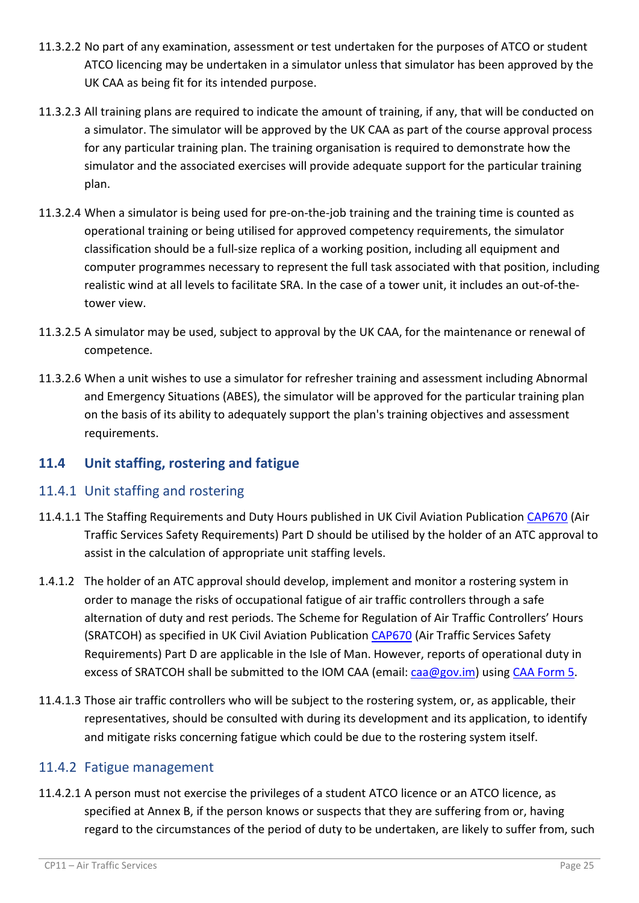11.3.2.2 No part of any examination, assessment or test undertaken for the purposes of ATCO or student ATCO licencing may be undertaken in a simulator unless that simulator has been approved by the UK CAA as being fit for its intended purpose.

11.3.2.3 All training plans are required to indicate the amount of training, if any, that will be conducted on a simulator. The simulator will be approved by the UK CAA as part of the course approval process for any particular training plan. The training organisation is required to demonstrate how the simulator and the associated exercises will provide adequate support for the particular training plan.

11.3.2.4 When a simulator is being used for pre-on-the-job training and the training time is counted as operational training or being utilised for approved competency requirements, the simulator classification should be a full-size replica of a working position, including all equipment and computer programmes necessary to represent the full task associated with that position, including realistic wind at all levels to facilitate SRA. In the case of a tower unit, it includes an out-of-the-tower view.

11.3.2.5 A simulator may be used, subject to approval by the UK CAA, for the maintenance or renewal of competence.

11.3.2.6 When a unit wishes to use a simulator for refresher training and assessment including Abnormal and Emergency Situations (ABES), the simulator will be approved for the particular training plan on the basis of its ability to adequately support the plan's training objectives and assessment requirements.

## 11.4 Unit staffing, rostering and fatigue

### 11.4.1 Unit staffing and rostering

11.4.1.1 The Staffing Requirements and Duty Hours published in UK Civil Aviation Publication [CAP670](CAP670) (Air Traffic Services Safety Requirements) Part D should be utilised by the holder of an ATC approval to assist in the calculation of appropriate unit staffing levels.

1.4.1.2 The holder of an ATC approval should develop, implement and monitor a rostering system in order to manage the risks of occupational fatigue of air traffic controllers through a safe alternation of duty and rest periods. The Scheme for Regulation of Air Traffic Controllers' Hours (SRATCOH) as specified in UK Civil Aviation Publication [CAP670](CAP670) (Air Traffic Services Safety Requirements) Part D are applicable in the Isle of Man. However, reports of operational duty in excess of SRATCOH shall be submitted to the IOM CAA (email: [caa@gov.im](mailto:caa@gov.im)) using [CAA Form 5](CAA Form 5).

11.4.1.3 Those air traffic controllers who will be subject to the rostering system, or, as applicable, their representatives, should be consulted with during its development and its application, to identify and mitigate risks concerning fatigue which could be due to the rostering system itself.

### 11.4.2 Fatigue management

11.4.2.1 A person must not exercise the privileges of a student ATCO licence or an ATCO licence, as specified at Annex B, if the person knows or suspects that they are suffering from or, having regard to the circumstances of the period of duty to be undertaken, are likely to suffer from, such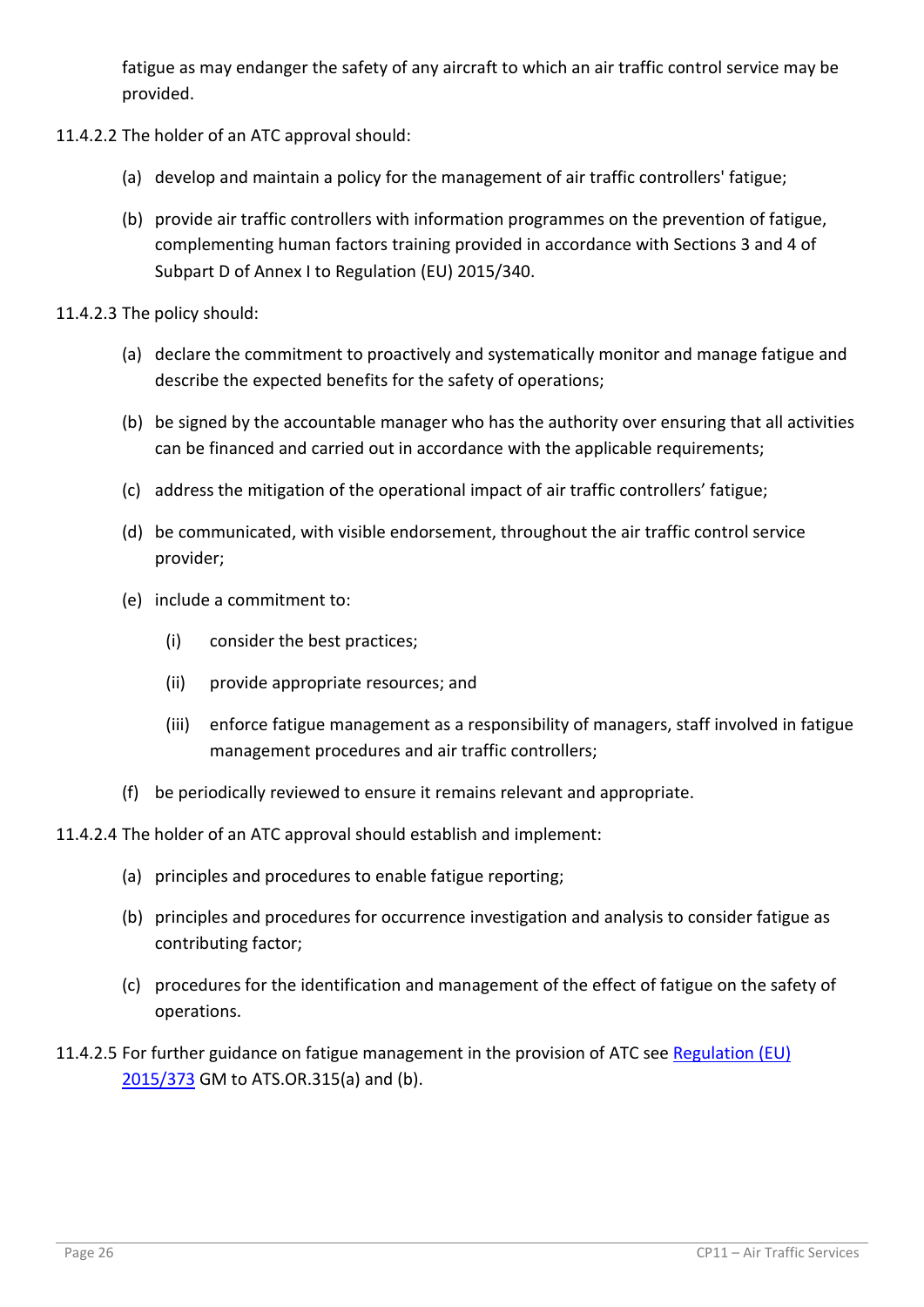fatigue as may endanger the safety of any aircraft to which an air traffic control service may be provided.

11.4.2.2 The holder of an ATC approval should:

(a) develop and maintain a policy for the management of air traffic controllers' fatigue;

(b) provide air traffic controllers with information programmes on the prevention of fatigue, complementing human factors training provided in accordance with Sections 3 and 4 of Subpart D of Annex I to Regulation (EU) 2015/340.

11.4.2.3 The policy should:

(a) declare the commitment to proactively and systematically monitor and manage fatigue and describe the expected benefits for the safety of operations;

(b) be signed by the accountable manager who has the authority over ensuring that all activities can be financed and carried out in accordance with the applicable requirements;

(c) address the mitigation of the operational impact of air traffic controllers' fatigue;

(d) be communicated, with visible endorsement, throughout the air traffic control service provider;

(e) include a commitment to:

(i) consider the best practices;

(ii) provide appropriate resources; and

(iii) enforce fatigue management as a responsibility of managers, staff involved in fatigue management procedures and air traffic controllers;

(f) be periodically reviewed to ensure it remains relevant and appropriate.

11.4.2.4 The holder of an ATC approval should establish and implement:

(a) principles and procedures to enable fatigue reporting;

(b) principles and procedures for occurrence investigation and analysis to consider fatigue as contributing factor;

(c) procedures for the identification and management of the effect of fatigue on the safety of operations.

11.4.2.5 For further guidance on fatigue management in the provision of ATC see Regulation (EU) 2015/373 GM to ATS.OR.315(a) and (b).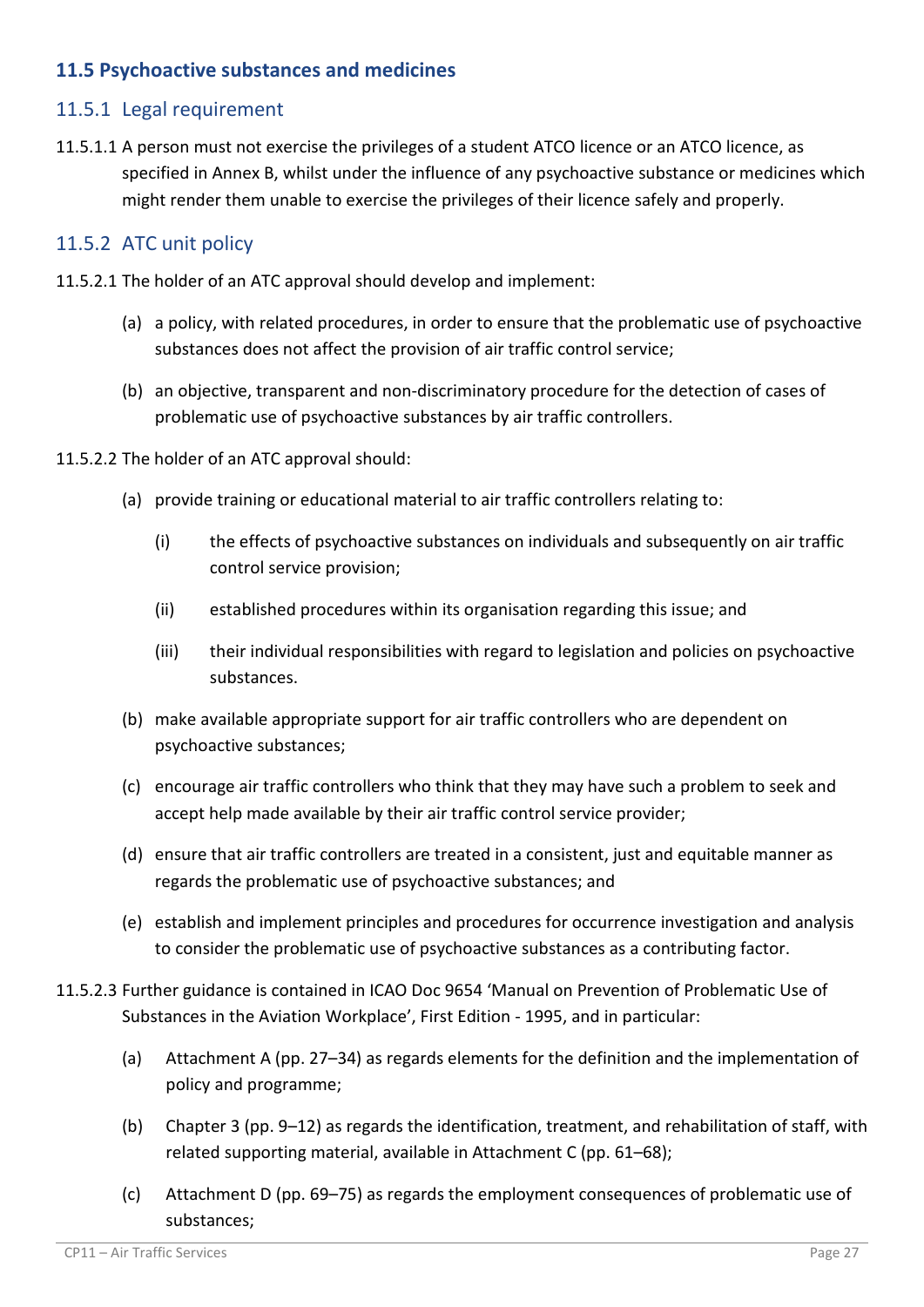## 11.5 Psychoactive substances and medicines

### 11.5.1 Legal requirement

11.5.1.1 A person must not exercise the privileges of a student ATCO licence or an ATCO licence, as specified in Annex B, whilst under the influence of any psychoactive substance or medicines which might render them unable to exercise the privileges of their licence safely and properly.

### 11.5.2 ATC unit policy

11.5.2.1 The holder of an ATC approval should develop and implement:

(a) a policy, with related procedures, in order to ensure that the problematic use of psychoactive substances does not affect the provision of air traffic control service;

(b) an objective, transparent and non-discriminatory procedure for the detection of cases of problematic use of psychoactive substances by air traffic controllers.

11.5.2.2 The holder of an ATC approval should:

(a) provide training or educational material to air traffic controllers relating to:

(i) the effects of psychoactive substances on individuals and subsequently on air traffic control service provision;

(ii) established procedures within its organisation regarding this issue; and

(iii) their individual responsibilities with regard to legislation and policies on psychoactive substances.

(b) make available appropriate support for air traffic controllers who are dependent on psychoactive substances;

(c) encourage air traffic controllers who think that they may have such a problem to seek and accept help made available by their air traffic control service provider;

(d) ensure that air traffic controllers are treated in a consistent, just and equitable manner as regards the problematic use of psychoactive substances; and

(e) establish and implement principles and procedures for occurrence investigation and analysis to consider the problematic use of psychoactive substances as a contributing factor.

11.5.2.3 Further guidance is contained in ICAO Doc 9654 'Manual on Prevention of Problematic Use of Substances in the Aviation Workplace', First Edition - 1995, and in particular:

(a) Attachment A (pp. 27–34) as regards elements for the definition and the implementation of policy and programme;

(b) Chapter 3 (pp. 9–12) as regards the identification, treatment, and rehabilitation of staff, with related supporting material, available in Attachment C (pp. 61–68);

(c) Attachment D (pp. 69–75) as regards the employment consequences of problematic use of substances;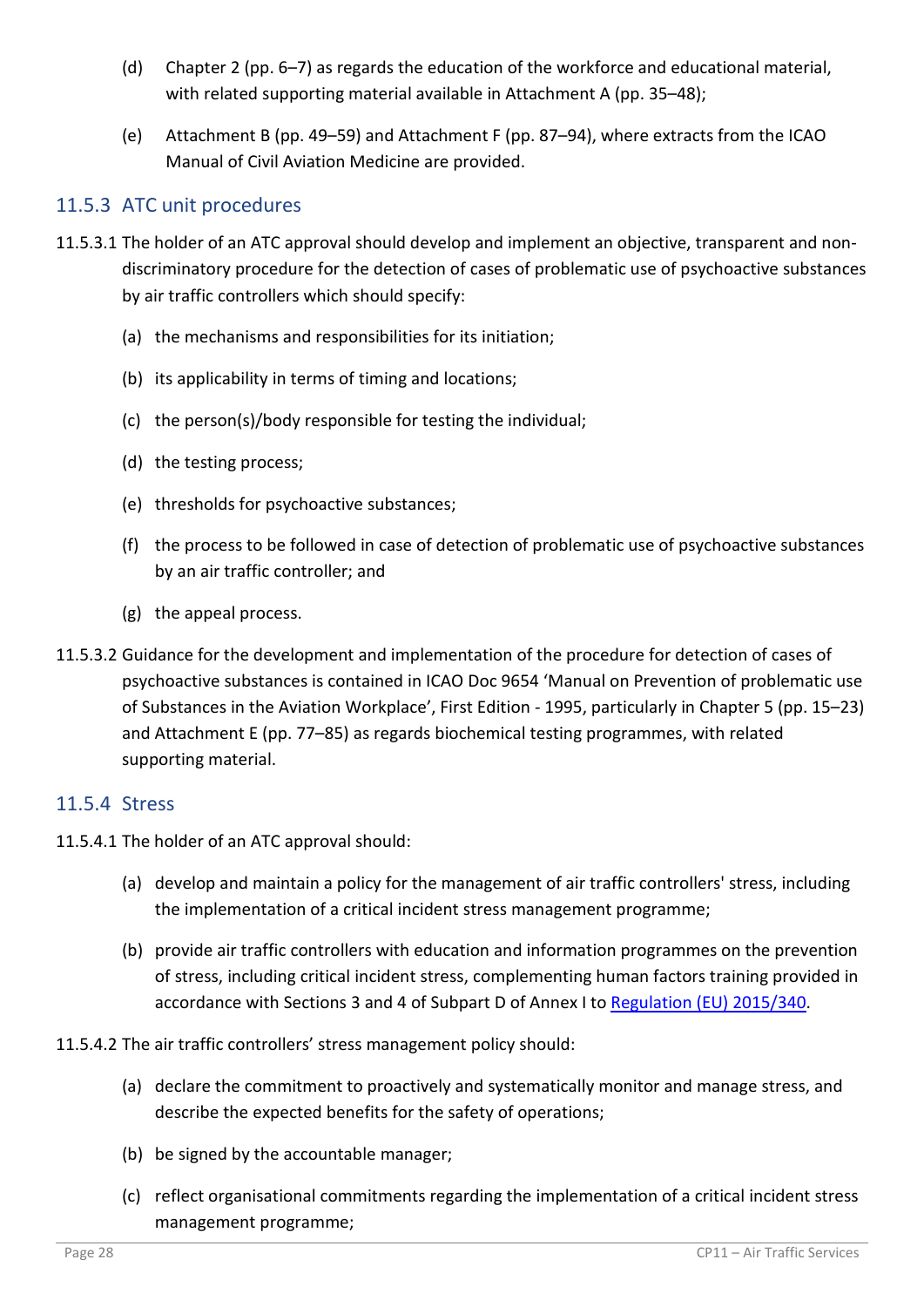(d) Chapter 2 (pp. 6–7) as regards the education of the workforce and educational material, with related supporting material available in Attachment A (pp. 35–48);

(e) Attachment B (pp. 49–59) and Attachment F (pp. 87–94), where extracts from the ICAO Manual of Civil Aviation Medicine are provided.

### 11.5.3 ATC unit procedures

11.5.3.1 The holder of an ATC approval should develop and implement an objective, transparent and non-discriminatory procedure for the detection of cases of problematic use of psychoactive substances by air traffic controllers which should specify:

(a) the mechanisms and responsibilities for its initiation;

(b) its applicability in terms of timing and locations;

(c) the person(s)/body responsible for testing the individual;

(d) the testing process;

(e) thresholds for psychoactive substances;

(f) the process to be followed in case of detection of problematic use of psychoactive substances by an air traffic controller; and

(g) the appeal process.

11.5.3.2 Guidance for the development and implementation of the procedure for detection of cases of psychoactive substances is contained in ICAO Doc 9654 'Manual on Prevention of problematic use of Substances in the Aviation Workplace', First Edition - 1995, particularly in Chapter 5 (pp. 15–23) and Attachment E (pp. 77–85) as regards biochemical testing programmes, with related supporting material.

### 11.5.4 Stress

11.5.4.1 The holder of an ATC approval should:

(a) develop and maintain a policy for the management of air traffic controllers' stress, including the implementation of a critical incident stress management programme;

(b) provide air traffic controllers with education and information programmes on the prevention of stress, including critical incident stress, complementing human factors training provided in accordance with Sections 3 and 4 of Subpart D of Annex I to Regulation (EU) 2015/340.

11.5.4.2 The air traffic controllers' stress management policy should:

(a) declare the commitment to proactively and systematically monitor and manage stress, and describe the expected benefits for the safety of operations;

(b) be signed by the accountable manager;

(c) reflect organisational commitments regarding the implementation of a critical incident stress management programme;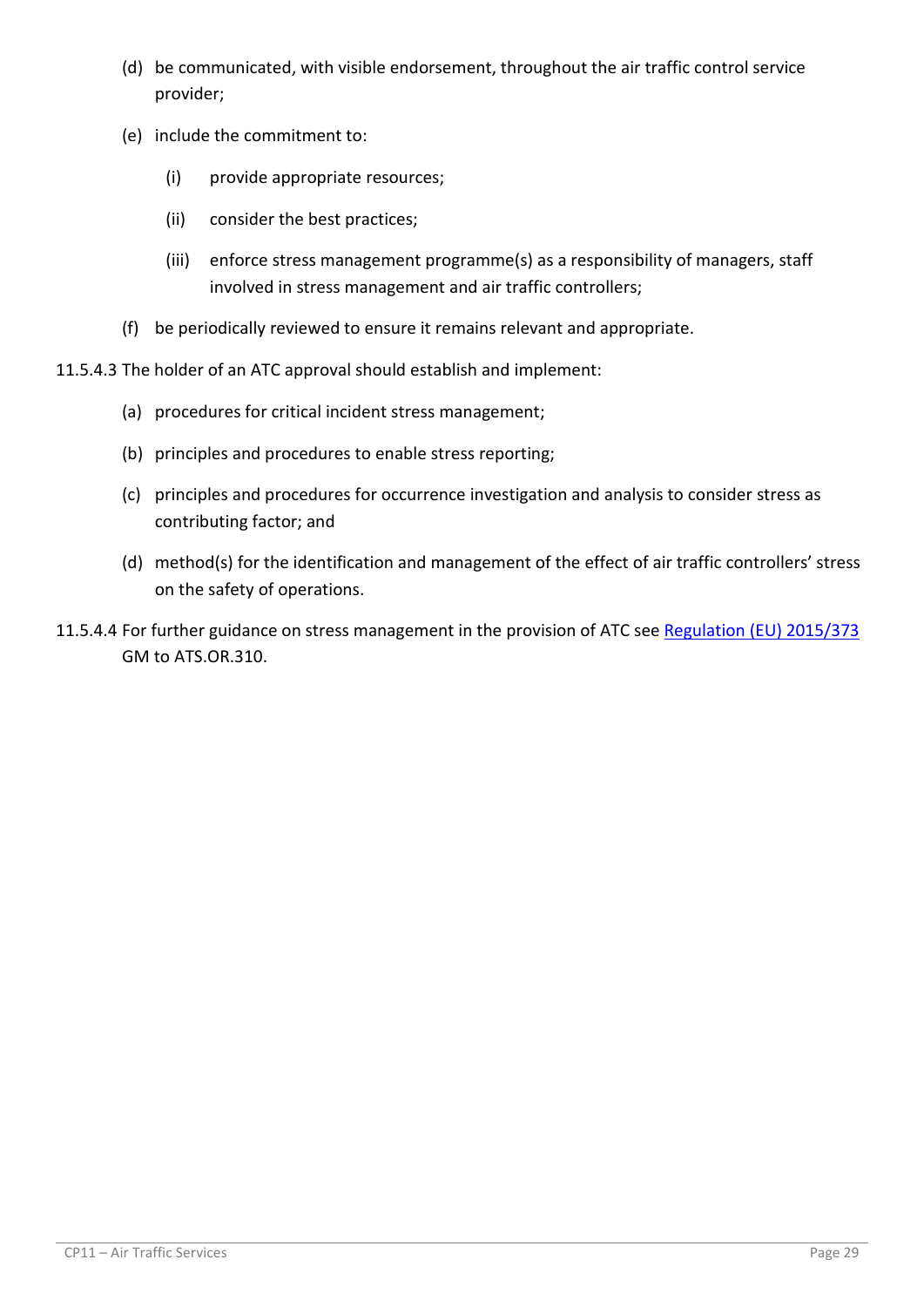(d) be communicated, with visible endorsement, throughout the air traffic control service provider;

(e) include the commitment to:

  (i) provide appropriate resources;

  (ii) consider the best practices;

  (iii) enforce stress management programme(s) as a responsibility of managers, staff involved in stress management and air traffic controllers;

(f) be periodically reviewed to ensure it remains relevant and appropriate.

11.5.4.3 The holder of an ATC approval should establish and implement:

(a) procedures for critical incident stress management;

(b) principles and procedures to enable stress reporting;

(c) principles and procedures for occurrence investigation and analysis to consider stress as contributing factor; and

(d) method(s) for the identification and management of the effect of air traffic controllers' stress on the safety of operations.

11.5.4.4 For further guidance on stress management in the provision of ATC see Regulation (EU) 2015/373 GM to ATS.OR.310.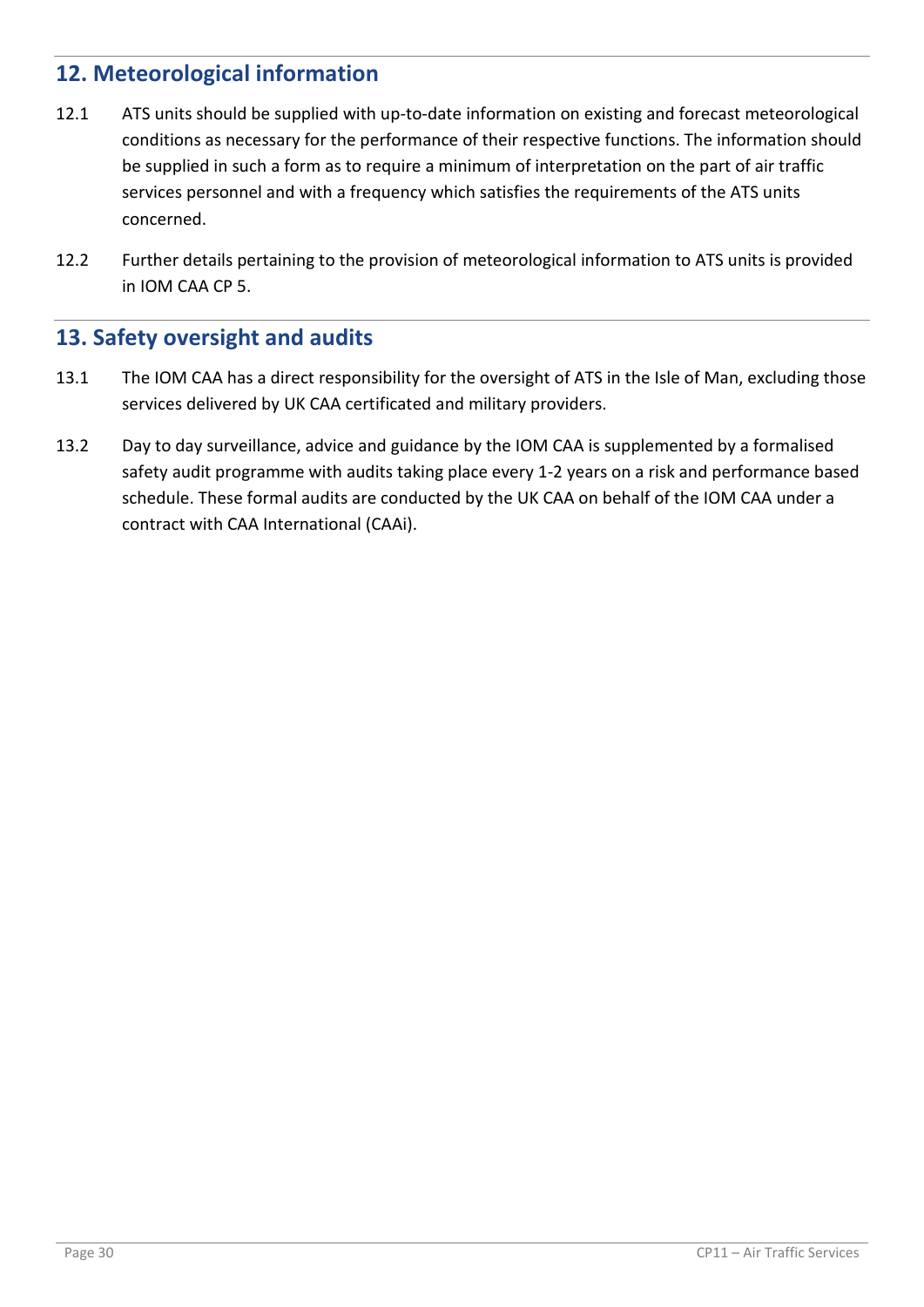## 12. Meteorological information

12.1 ATS units should be supplied with up-to-date information on existing and forecast meteorological conditions as necessary for the performance of their respective functions. The information should be supplied in such a form as to require a minimum of interpretation on the part of air traffic services personnel and with a frequency which satisfies the requirements of the ATS units concerned.

12.2 Further details pertaining to the provision of meteorological information to ATS units is provided in IOM CAA CP 5.

## 13. Safety oversight and audits

13.1 The IOM CAA has a direct responsibility for the oversight of ATS in the Isle of Man, excluding those services delivered by UK CAA certificated and military providers.

13.2 Day to day surveillance, advice and guidance by the IOM CAA is supplemented by a formalised safety audit programme with audits taking place every 1-2 years on a risk and performance based schedule. These formal audits are conducted by the UK CAA on behalf of the IOM CAA under a contract with CAA International (CAAi).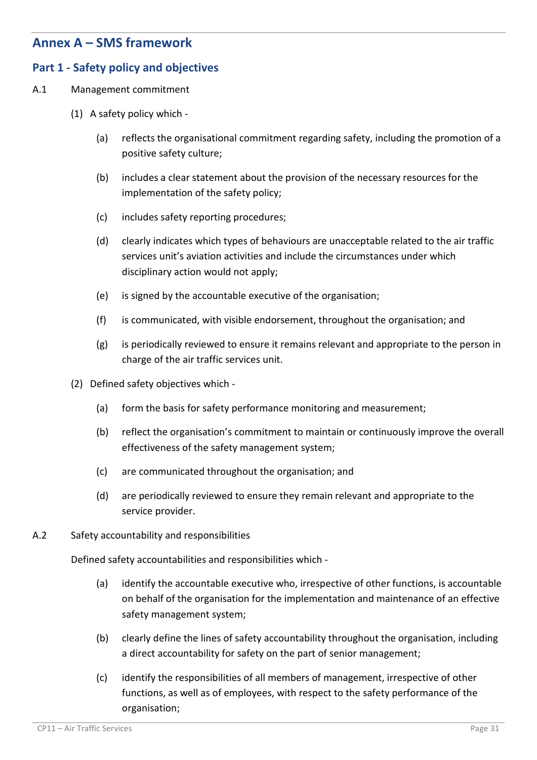## Annex A – SMS framework

### Part 1 - Safety policy and objectives

A.1 Management commitment

(1) A safety policy which -

(a) reflects the organisational commitment regarding safety, including the promotion of a positive safety culture;

(b) includes a clear statement about the provision of the necessary resources for the implementation of the safety policy;

(c) includes safety reporting procedures;

(d) clearly indicates which types of behaviours are unacceptable related to the air traffic services unit's aviation activities and include the circumstances under which disciplinary action would not apply;

(e) is signed by the accountable executive of the organisation;

(f) is communicated, with visible endorsement, throughout the organisation; and

(g) is periodically reviewed to ensure it remains relevant and appropriate to the person in charge of the air traffic services unit.

(2) Defined safety objectives which -

(a) form the basis for safety performance monitoring and measurement;

(b) reflect the organisation's commitment to maintain or continuously improve the overall effectiveness of the safety management system;

(c) are communicated throughout the organisation; and

(d) are periodically reviewed to ensure they remain relevant and appropriate to the service provider.

A.2 Safety accountability and responsibilities

Defined safety accountabilities and responsibilities which -

(a) identify the accountable executive who, irrespective of other functions, is accountable on behalf of the organisation for the implementation and maintenance of an effective safety management system;

(b) clearly define the lines of safety accountability throughout the organisation, including a direct accountability for safety on the part of senior management;

(c) identify the responsibilities of all members of management, irrespective of other functions, as well as of employees, with respect to the safety performance of the organisation;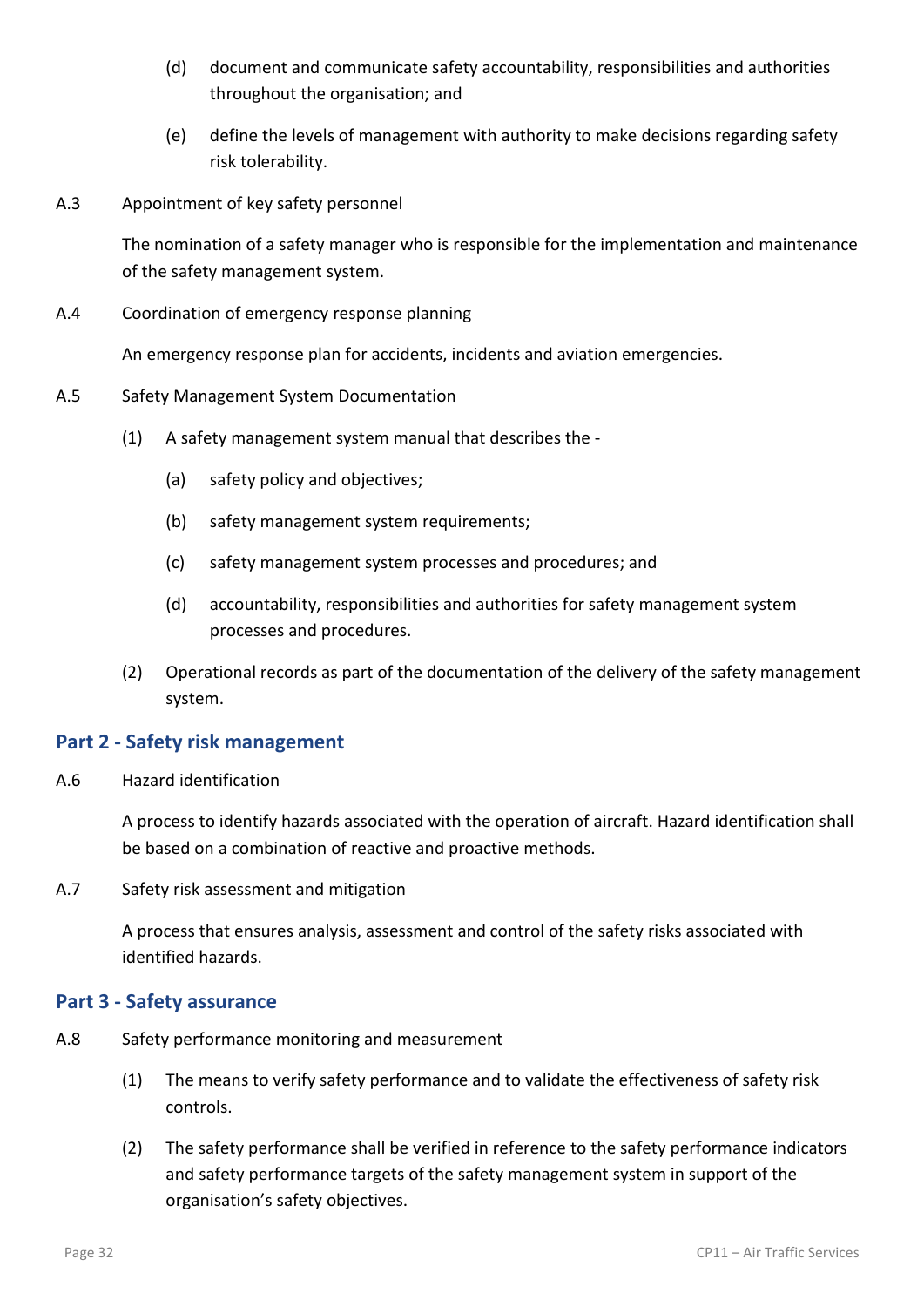(d) document and communicate safety accountability, responsibilities and authorities throughout the organisation; and

(e) define the levels of management with authority to make decisions regarding safety risk tolerability.

A.3 Appointment of key safety personnel

The nomination of a safety manager who is responsible for the implementation and maintenance of the safety management system.

A.4 Coordination of emergency response planning

An emergency response plan for accidents, incidents and aviation emergencies.

A.5 Safety Management System Documentation

(1) A safety management system manual that describes the -

(a) safety policy and objectives;

(b) safety management system requirements;

(c) safety management system processes and procedures; and

(d) accountability, responsibilities and authorities for safety management system processes and procedures.

(2) Operational records as part of the documentation of the delivery of the safety management system.

## Part 2 - Safety risk management

A.6 Hazard identification

A process to identify hazards associated with the operation of aircraft. Hazard identification shall be based on a combination of reactive and proactive methods.

A.7 Safety risk assessment and mitigation

A process that ensures analysis, assessment and control of the safety risks associated with identified hazards.

## Part 3 - Safety assurance

A.8 Safety performance monitoring and measurement

(1) The means to verify safety performance and to validate the effectiveness of safety risk controls.

(2) The safety performance shall be verified in reference to the safety performance indicators and safety performance targets of the safety management system in support of the organisation's safety objectives.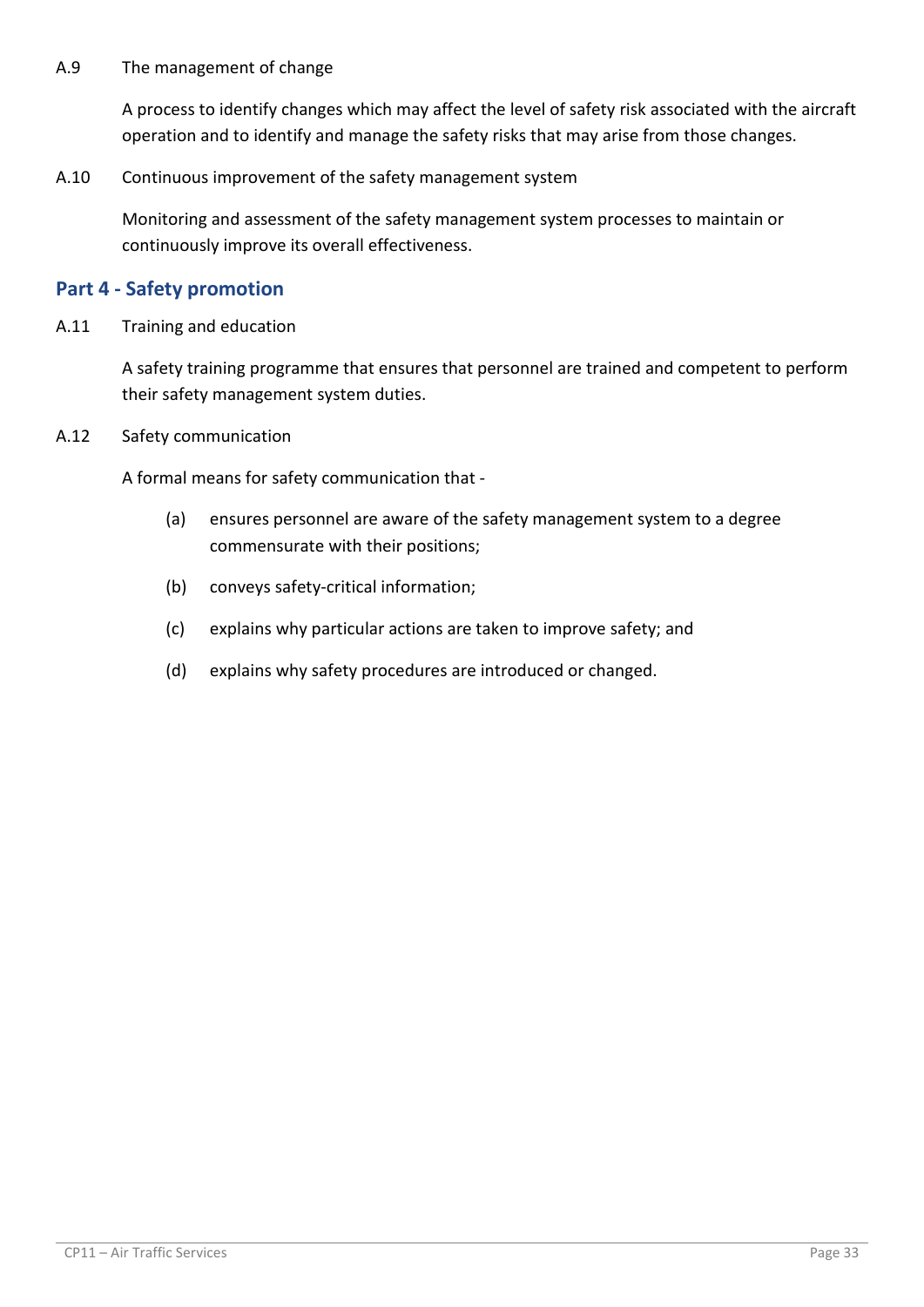A.9 The management of change

A process to identify changes which may affect the level of safety risk associated with the aircraft operation and to identify and manage the safety risks that may arise from those changes.

A.10 Continuous improvement of the safety management system

Monitoring and assessment of the safety management system processes to maintain or continuously improve its overall effectiveness.

## Part 4 - Safety promotion

A.11 Training and education

A safety training programme that ensures that personnel are trained and competent to perform their safety management system duties.

A.12 Safety communication

A formal means for safety communication that -

(a) ensures personnel are aware of the safety management system to a degree commensurate with their positions;

(b) conveys safety-critical information;

(c) explains why particular actions are taken to improve safety; and

(d) explains why safety procedures are introduced or changed.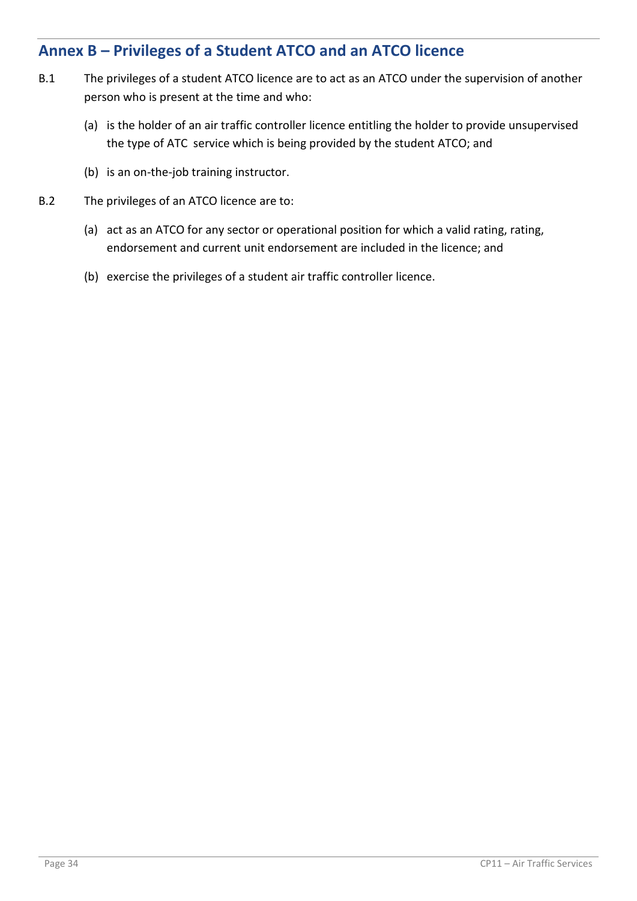## Annex B – Privileges of a Student ATCO and an ATCO licence

B.1 The privileges of a student ATCO licence are to act as an ATCO under the supervision of another person who is present at the time and who:

(a) is the holder of an air traffic controller licence entitling the holder to provide unsupervised the type of ATC service which is being provided by the student ATCO; and

(b) is an on-the-job training instructor.

B.2 The privileges of an ATCO licence are to:

(a) act as an ATCO for any sector or operational position for which a valid rating, rating, endorsement and current unit endorsement are included in the licence; and

(b) exercise the privileges of a student air traffic controller licence.